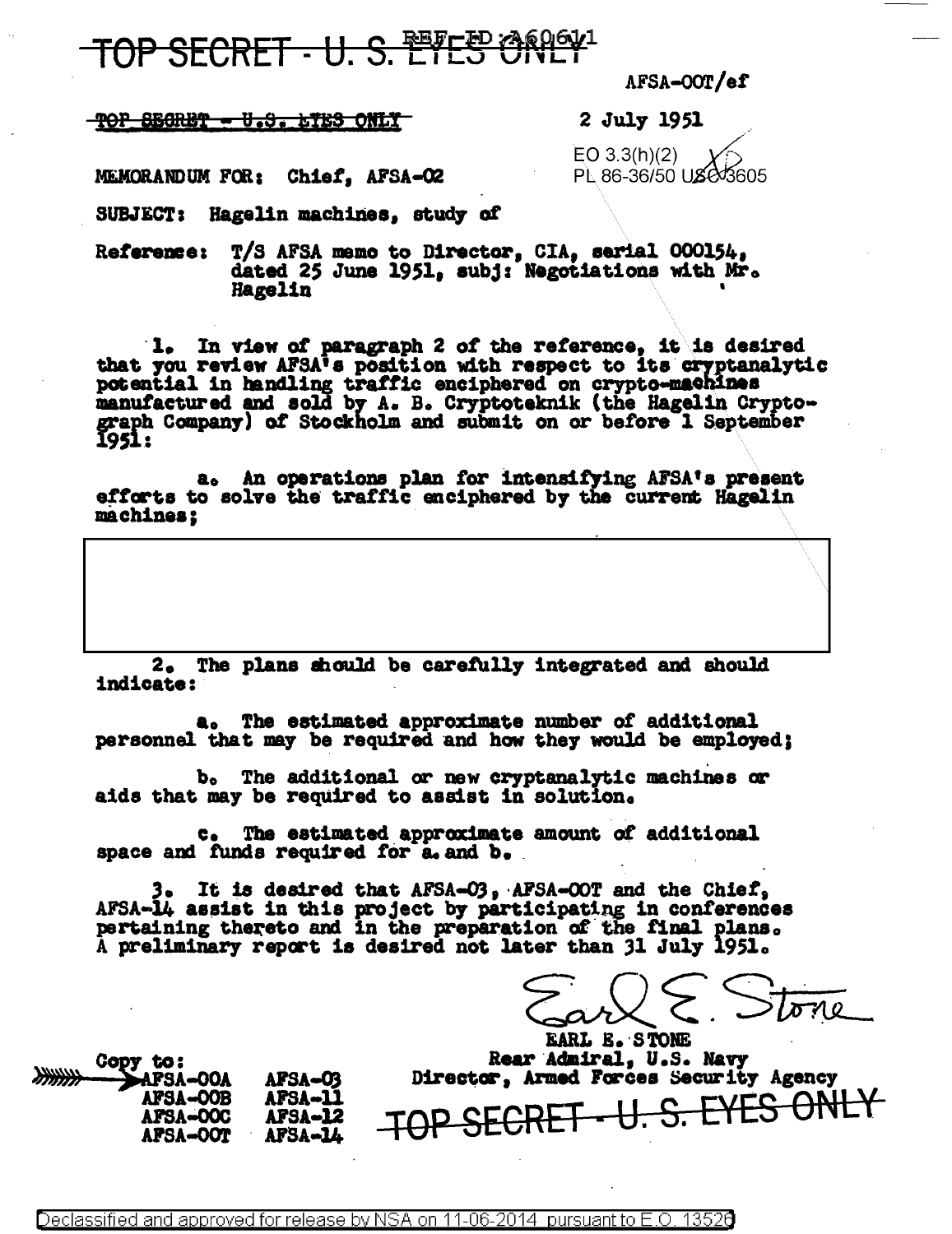TOP SECRET - U. S. EYES ONLY

REF ID:A60611

AFSA-OOT/ef

~~TOP SECRET - U.S. EYES ONLY~~

2 July 1951

EO 3.3(h)(2)
PL 86-36/50 USC 3605

MEMORANDUM FOR: Chief, AFSA-02

SUBJECT: Hagelin machines, study of

Reference: T/S AFSA memo to Director, CIA, serial 000154, dated 25 June 1951, subj: Negotiations with Mr. Hagelin

1. In view of paragraph 2 of the reference, it is desired that you review AFSA's position with respect to its cryptanalytic potential in handling traffic enciphered on crypto-machines manufactured and sold by A. B. Cryptoteknik (the Hagelin Cryptograph Company) of Stockholm and submit on or before 1 September 1951:

a. An operations plan for intensifying AFSA's present efforts to solve the traffic enciphered by the current Hagelin machines;

[REDACTED]

2. The plans should be carefully integrated and should indicate:

a. The estimated approximate number of additional personnel that may be required and how they would be employed;

b. The additional or new cryptanalytic machines or aids that may be required to assist in solution.

c. The estimated approximate amount of additional space and funds required for a. and b.

3. It is desired that AFSA-03, AFSA-OOT and the Chief, AFSA-14 assist in this project by participating in conferences pertaining thereto and in the preparation of the final plans. A preliminary report is desired not later than 31 July 1951.

Earl E. Stone

EARL E. STONE
Rear Admiral, U.S. Navy
Director, Armed Forces Security Agency

Copy to:
AFSA-OOA
AFSA-OOB
AFSA-OOC
AFSA-OOT
AFSA-03
AFSA-11
AFSA-12
AFSA-14

TOP SECRET - U. S. EYES ONLY

Declassified and approved for release by NSA on 11-06-2014 pursuant to E.O. 13526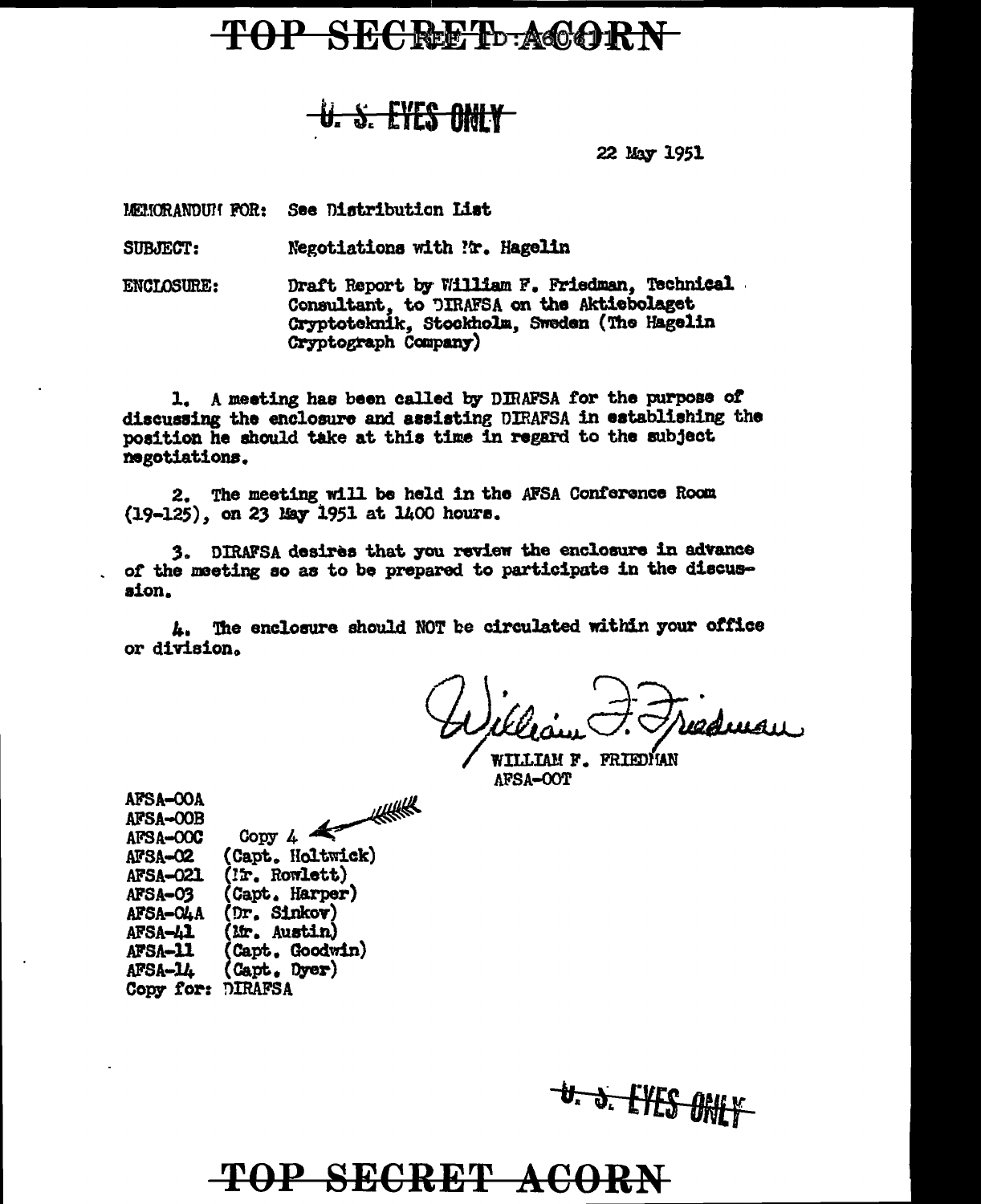~~TOP SECRET ACORN~~

~~U. S. EYES ONLY~~

22 May 1951

MEMORANDUM FOR: See Distribution List

SUBJECT: Negotiations with Mr. Hagelin

ENCLOSURE: Draft Report by William F. Friedman, Technical Consultant, to DIRAFSA on the Aktiebolaget Cryptoteknik, Stockholm, Sweden (The Hagelin Cryptograph Company)

1. A meeting has been called by DIRAFSA for the purpose of discussing the enclosure and assisting DIRAFSA in establishing the position he should take at this time in regard to the subject negotiations.

2. The meeting will be held in the AFSA Conference Room (19-125), on 23 May 1951 at 1400 hours.

3. DIRAFSA desires that you review the enclosure in advance of the meeting so as to be prepared to participate in the discussion.

4. The enclosure should NOT be circulated within your office or division.

William F. Friedman

WILLIAM F. FRIEDMAN
AFSA-00T

AFSA-00A
AFSA-00B
AFSA-00C Copy 4
AFSA-02 (Capt. Holtwick)
AFSA-021 (Mr. Rowlett)
AFSA-03 (Capt. Harper)
AFSA-04A (Dr. Sinkov)
AFSA-41 (Mr. Austin)
AFSA-11 (Capt. Goodwin)
AFSA-14 (Capt. Dyer)
Copy for: DIRAFSA

~~U. S. EYES ONLY~~

~~TOP SECRET ACORN~~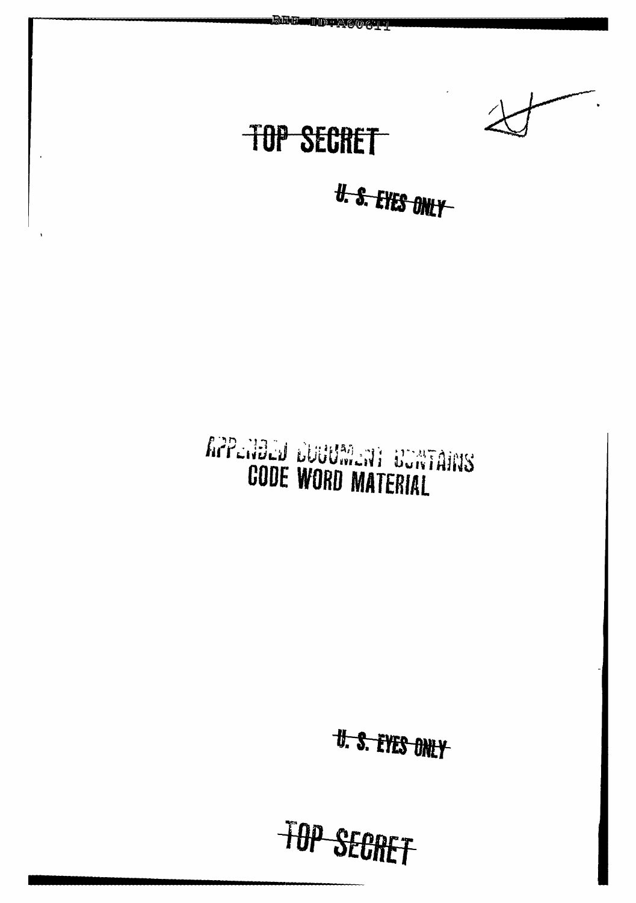~~TOP SECRET~~

~~U. S. EYES ONLY~~

APPENDED DOCUMENT CONTAINS
CODE WORD MATERIAL

~~U. S. EYES ONLY~~

~~TOP SECRET~~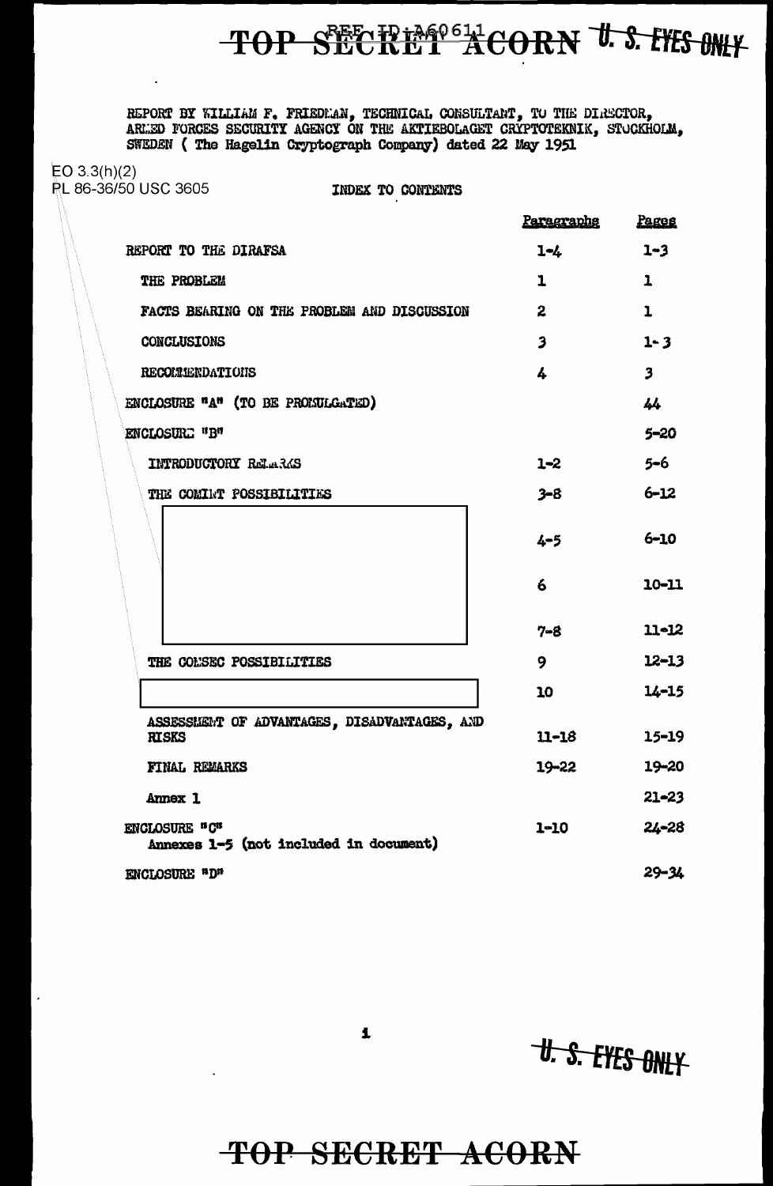TOP SECRET ACORN U. S. EYES ONLY

REF ID:A60611

REPORT BY WILLIAM F. FRIEDMAN, TECHNICAL CONSULTANT, TO THE DIRECTOR, ARMED FORCES SECURITY AGENCY ON THE AKTIEBOLAGET CRYPTOTEKNIK, STOCKHOLM, SWEDEN ( The Hagelin Cryptograph Company) dated 22 May 1951

EO 3.3(h)(2)
PL 86-36/50 USC 3605

INDEX TO CONTENTS

| | Paragraphs | Pages |
|---|---|---|
| REPORT TO THE DIRAFSA | 1-4 | 1-3 |
| THE PROBLEM | 1 | 1 |
| FACTS BEARING ON THE PROBLEM AND DISCUSSION | 2 | 1 |
| CONCLUSIONS | 3 | 1-3 |
| RECOMMENDATIONS | 4 | 3 |
| ENCLOSURE "A" (TO BE PROMULGATED) | | 44 |
| ENCLOSURE "B" | | 5-20 |
| INTRODUCTORY REMARKS | 1-2 | 5-6 |
| THE COMINT POSSIBILITIES | 3-8 | 6-12 |
| [redacted] | 4-5 | 6-10 |
| [redacted] | 6 | 10-11 |
| [redacted] | 7-8 | 11-12 |
| THE COMSEC POSSIBILITIES | 9 | 12-13 |
| [redacted] | 10 | 14-15 |
| ASSESSMENT OF ADVANTAGES, DISADVANTAGES, AND RISKS | 11-18 | 15-19 |
| FINAL REMARKS | 19-22 | 19-20 |
| Annex 1 | | 21-23 |
| ENCLOSURE "C" Annexes 1-5 (not included in document) | 1-10 | 24-28 |
| ENCLOSURE "D" | | 29-34 |

i

U. S. EYES ONLY

TOP SECRET ACORN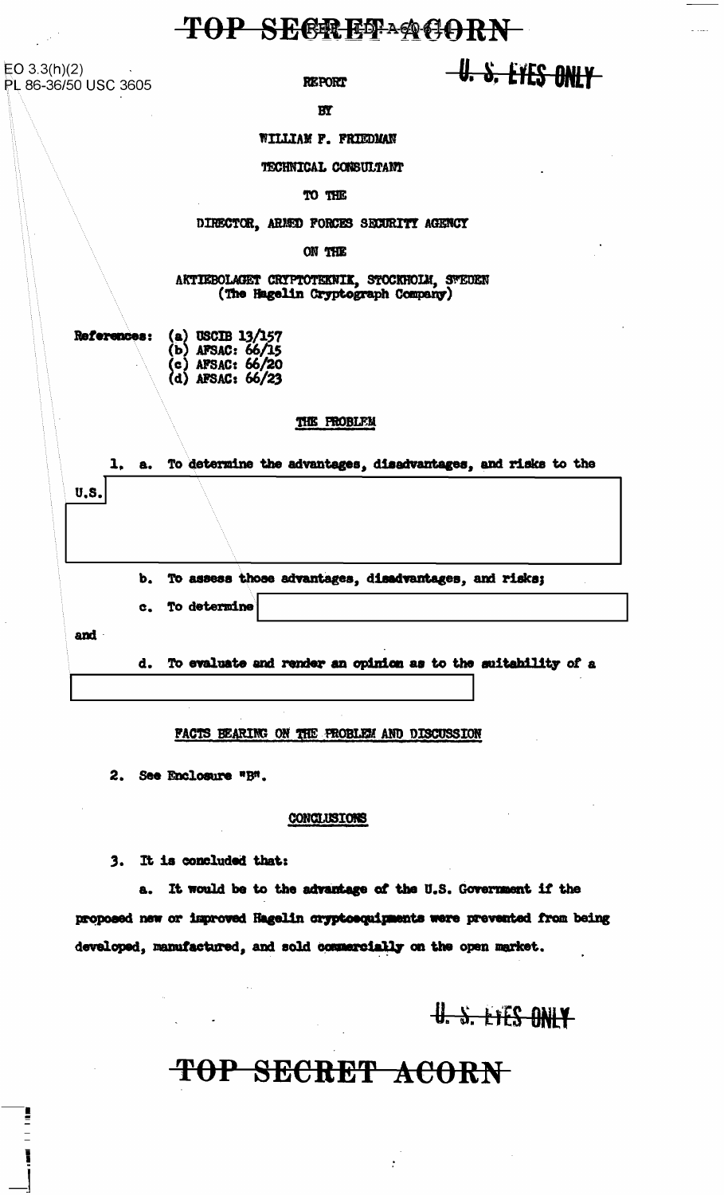EO 3.3(h)(2)
PL 86-36/50 USC 3605

U. S. EYES ONLY

REPORT

BY

WILLIAM F. FRIEDMAN

TECHNICAL CONSULTANT

TO THE

DIRECTOR, ARMED FORCES SECURITY AGENCY

ON THE

AKTIEBOLAGET CRYPTOTEKNIK, STOCKHOLM, SWEDEN
(The Hagelin Cryptograph Company)

References:
(a) USCIB 13/157
(b) AFSAC: 66/15
(c) AFSAC: 66/20
(d) AFSAC: 66/23

## THE PROBLEM

1. a. To determine the advantages, disadvantages, and risks to the U.S.

b. To assess those advantages, disadvantages, and risks;

c. To determine

and

d. To evaluate and render an opinion as to the suitability of a

## FACTS BEARING ON THE PROBLEM AND DISCUSSION

2. See Enclosure "B".

## CONCLUSIONS

3. It is concluded that:

a. It would be to the advantage of the U.S. Government if the proposed new or improved Hagelin cryptoequipments were prevented from being developed, manufactured, and sold commercially on the open market.

U. S. EYES ONLY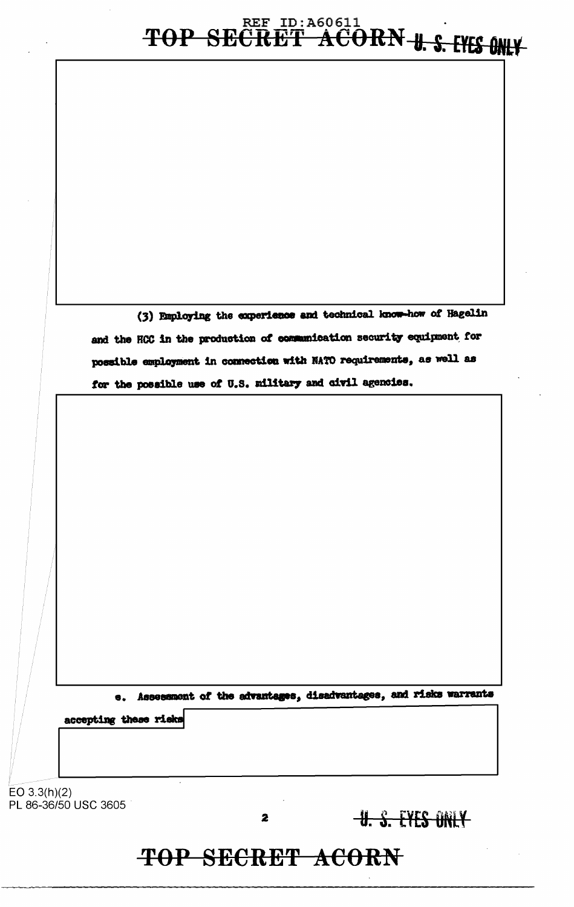(3) Employing the experience and technical know-how of Hagelin and the HCC in the production of communication security equipment for possible employment in connection with NATO requirements, as well as for the possible use of U.S. military and civil agencies.

e. Assessment of the advantages, disadvantages, and risks warrants accepting these risks

EO 3.3(h)(2)
PL 86-36/50 USC 3605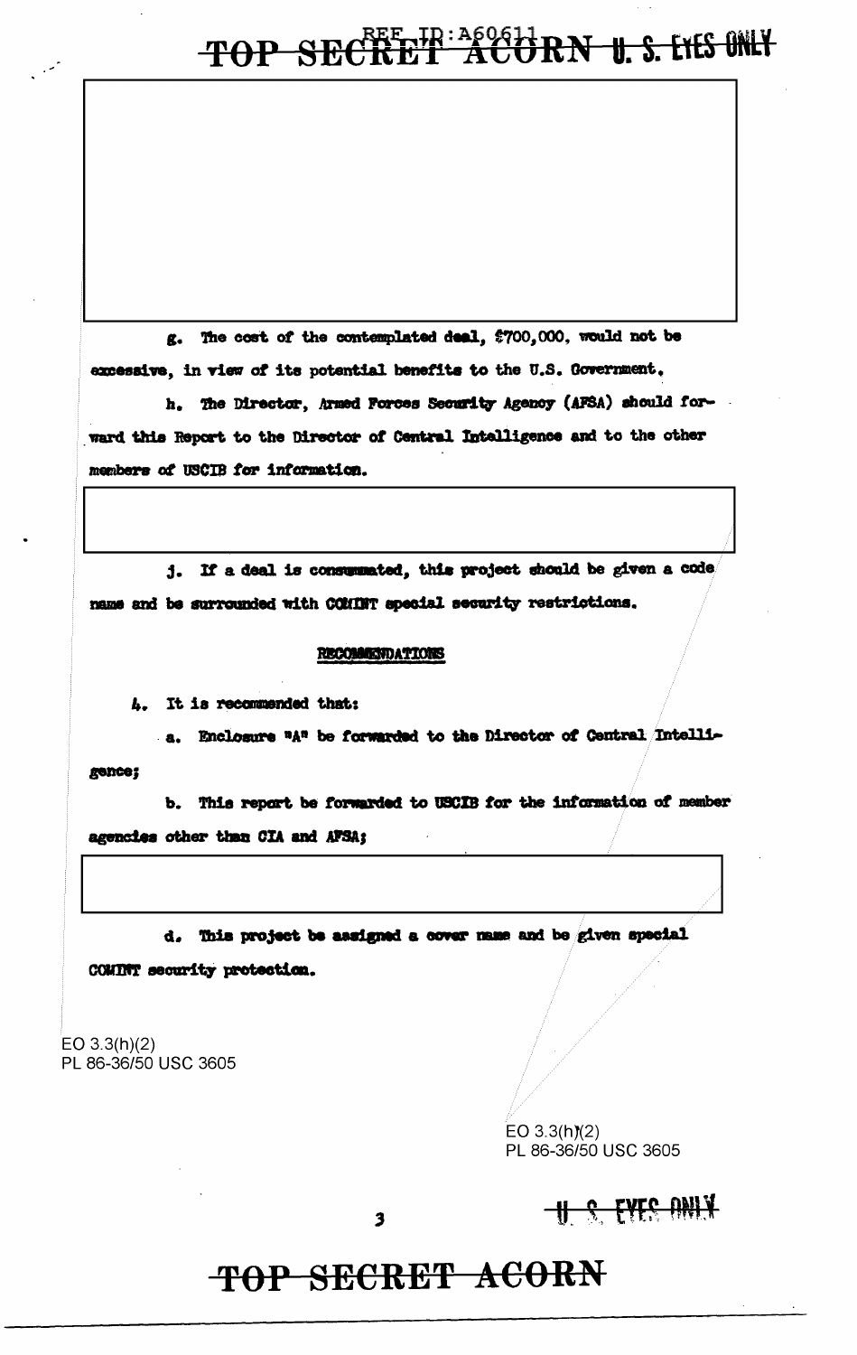g. The cost of the contemplated deal, $700,000, would not be excessive, in view of its potential benefits to the U.S. Government.

h. The Director, Armed Forces Security Agency (AFSA) should forward this Report to the Director of Central Intelligence and to the other members of USCIB for information.

j. If a deal is consummated, this project should be given a code name and be surrounded with COMINT special security restrictions.

## RECOMMENDATIONS

4. It is recommended that:

a. Enclosure "A" be forwarded to the Director of Central Intelligence;

b. This report be forwarded to USCIB for the information of member agencies other than CIA and AFSA;

d. This project be assigned a cover name and be given special COMINT security protection.

EO 3.3(h)(2)
PL 86-36/50 USC 3605

EO 3.3(h)(2)
PL 86-36/50 USC 3605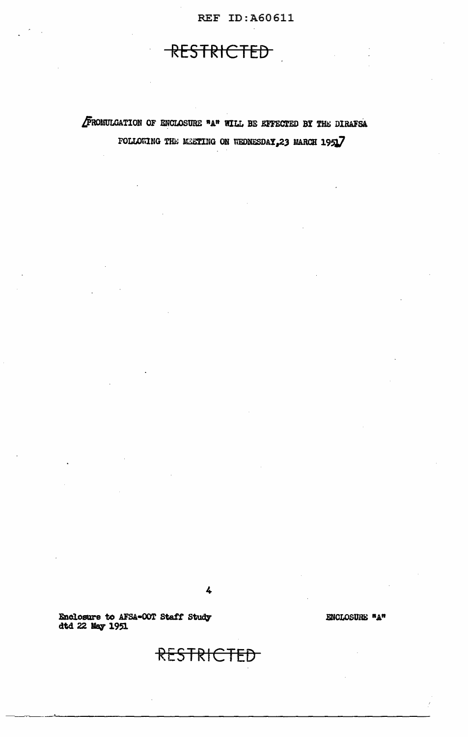~~RESTRICTED~~

[PROMULGATION OF ENCLOSURE "A" WILL BE EFFECTED BY THE DIRAFSA FOLLOWING THE MEETING ON WEDNESDAY,23 MARCH 1951]

Enclosure to AFSA-00T Staff Study
dtd 22 May 1951

ENCLOSURE "A"

~~RESTRICTED~~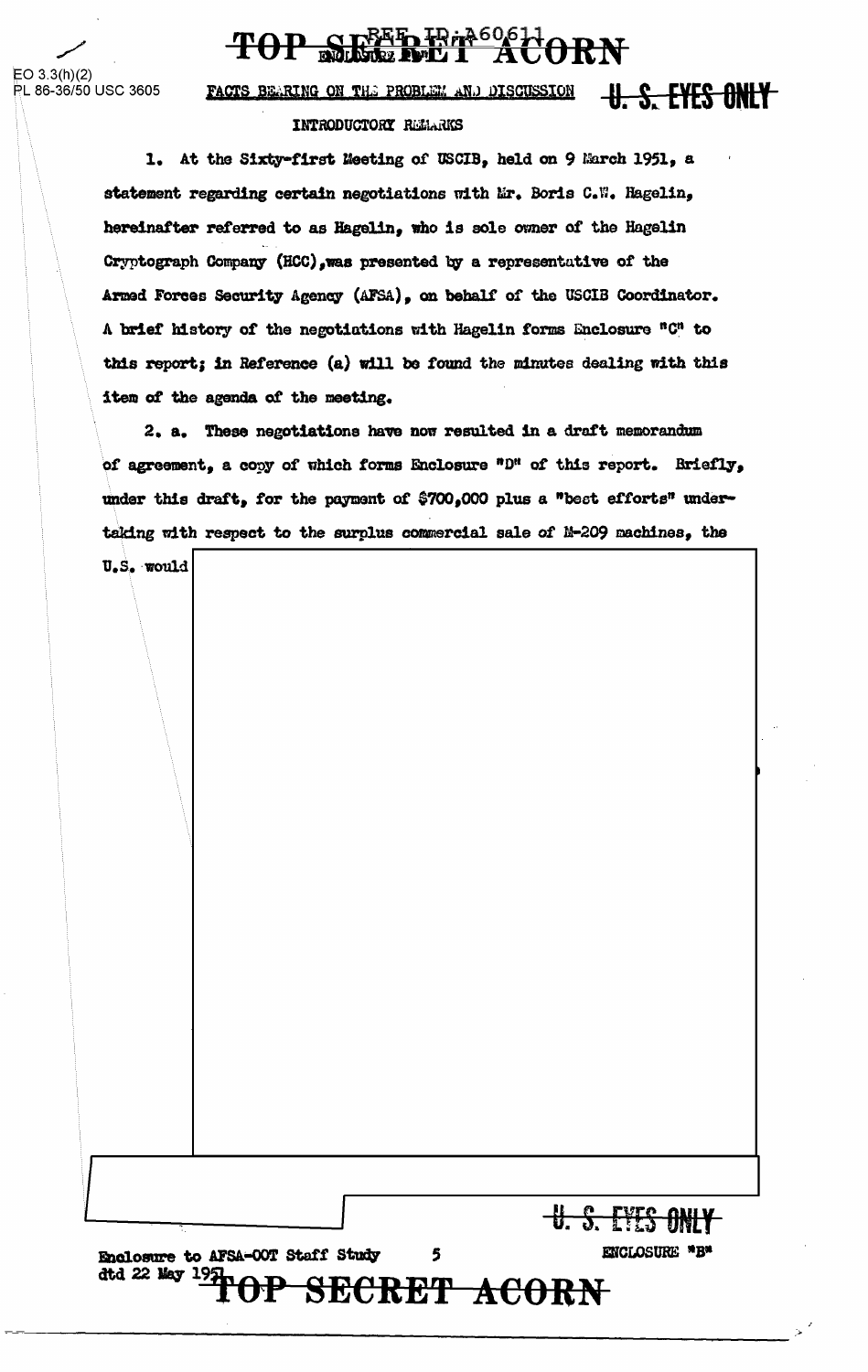EO 3.3(h)(2)
PL 86-36/50 USC 3605

**U. S. EYES ONLY**

## FACTS BEARING ON THE PROBLEM AND DISCUSSION

### INTRODUCTORY REMARKS

1. At the Sixty-first Meeting of USCIB, held on 9 March 1951, a statement regarding certain negotiations with Mr. Boris C.W. Hagelin, hereinafter referred to as Hagelin, who is sole owner of the Hagelin Cryptograph Company (HCC), was presented by a representative of the Armed Forces Security Agency (AFSA), on behalf of the USCIB Coordinator. A brief history of the negotiations with Hagelin forms Enclosure "C" to this report; in Reference (a) will be found the minutes dealing with this item of the agenda of the meeting.

2. a. These negotiations have now resulted in a draft memorandum of agreement, a copy of which forms Enclosure "D" of this report. Briefly, under this draft, for the payment of $700,000 plus a "best efforts" undertaking with respect to the surplus commercial sale of M-209 machines, the U.S. would

**U. S. EYES ONLY**

Enclosure to AFSA-00T Staff Study dtd 22 May 1951

ENCLOSURE "B"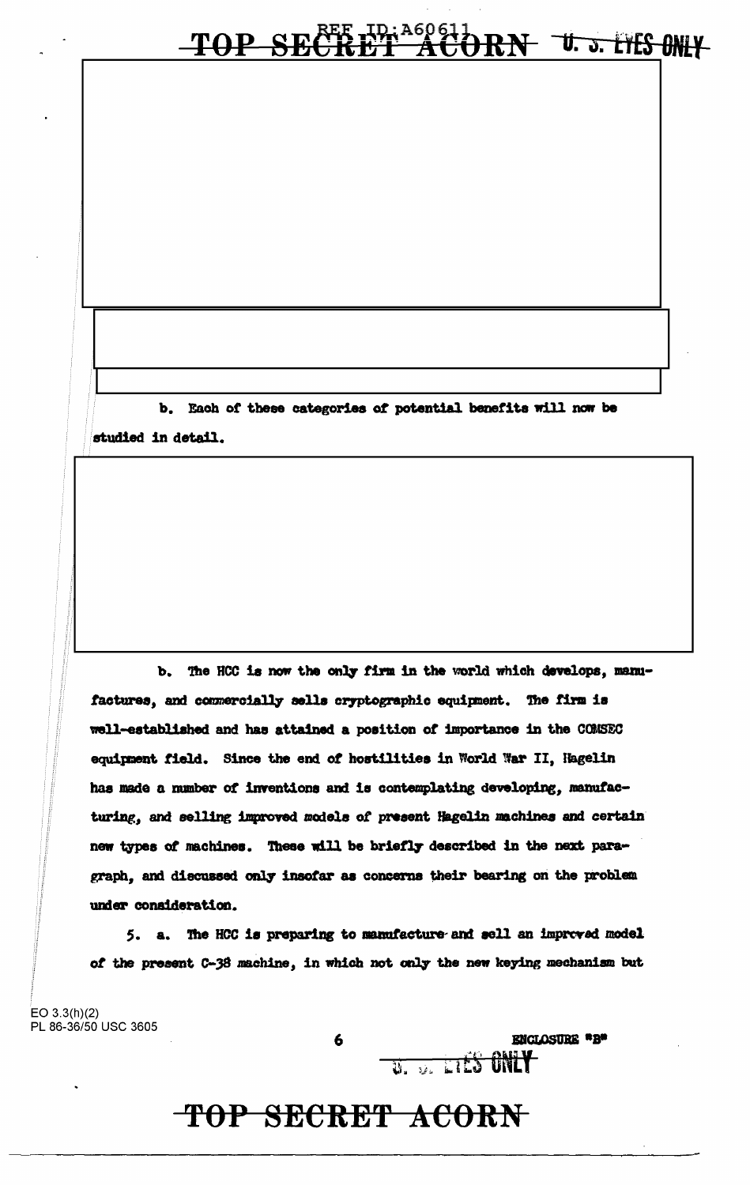b. Each of these categories of potential benefits will now be studied in detail.

b. The HCC is now the only firm in the world which develops, manufactures, and commercially sells cryptographic equipment. The firm is well-established and has attained a position of importance in the COMSEC equipment field. Since the end of hostilities in World War II, Hagelin has made a number of inventions and is contemplating developing, manufacturing, and selling improved models of present Hagelin machines and certain new types of machines. These will be briefly described in the next paragraph, and discussed only insofar as concerns their bearing on the problem under consideration.

5. a. The HCC is preparing to manufacture and sell an improved model of the present C-38 machine, in which not only the new keying mechanism but

EO 3.3(h)(2)
PL 86-36/50 USC 3605

ENCLOSURE "B"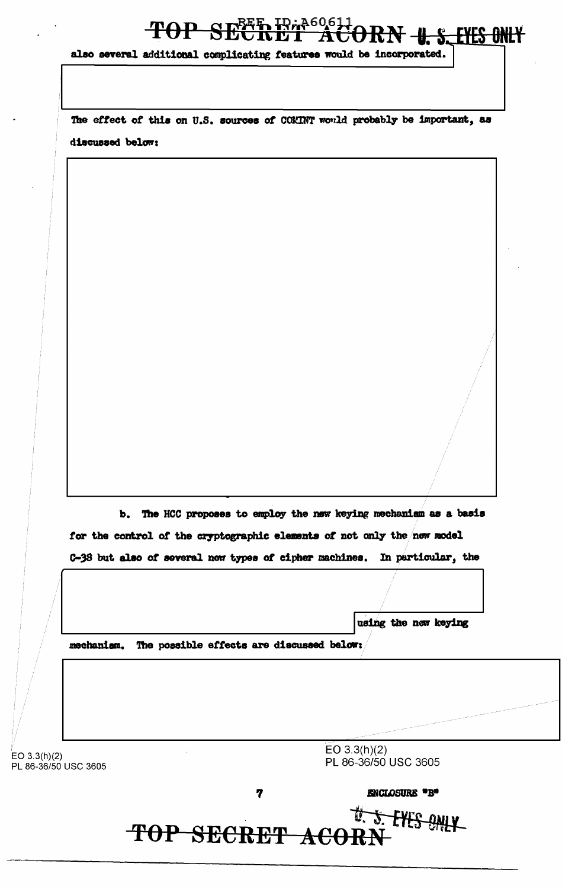also several additional complicating features would be incorporated.

The effect of this on U.S. sources of COMINT would probably be important, as discussed below:

b. The HCC proposes to employ the new keying mechanism as a basis for the control of the cryptographic elements of not only the new model C-38 but also of several new types of cipher machines. In particular, the

using the new keying mechanism. The possible effects are discussed below:

EO 3.3(h)(2)
PL 86-36/50 USC 3605

EO 3.3(h)(2)
PL 86-36/50 USC 3605

ENCLOSURE "B"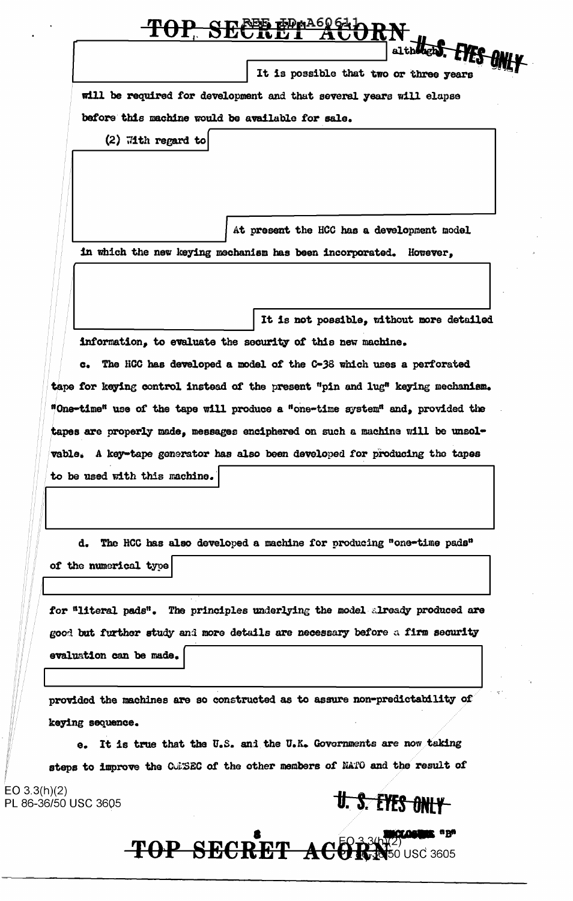although It is possible that two or three years will be required for development and that several years will elapse before this machine would be available for sale.

(2) With regard to

At present the HCC has a development model in which the new keying mechanism has been incorporated. However,

It is not possible, without more detailed information, to evaluate the security of this new machine.

c. The HCC has developed a model of the C-38 which uses a perforated tape for keying control instead of the present "pin and lug" keying mechanism. "One-time" use of the tape will produce a "one-time system" and, provided the tapes are properly made, messages enciphered on such a machine will be unsolvable. A key-tape generator has also been developed for producing the tapes to be used with this machine.

d. The HCC has also developed a machine for producing "one-time pads" of the numerical type

for "literal pads". The principles underlying the model already produced are good but further study and more details are necessary before a firm security evaluation can be made.

provided the machines are so constructed as to assure non-predictability of keying sequence.

e. It is true that the U.S. and the U.K. Governments are now taking steps to improve the COMSEC of the other members of NATO and the result of

ENCLOSURE "B"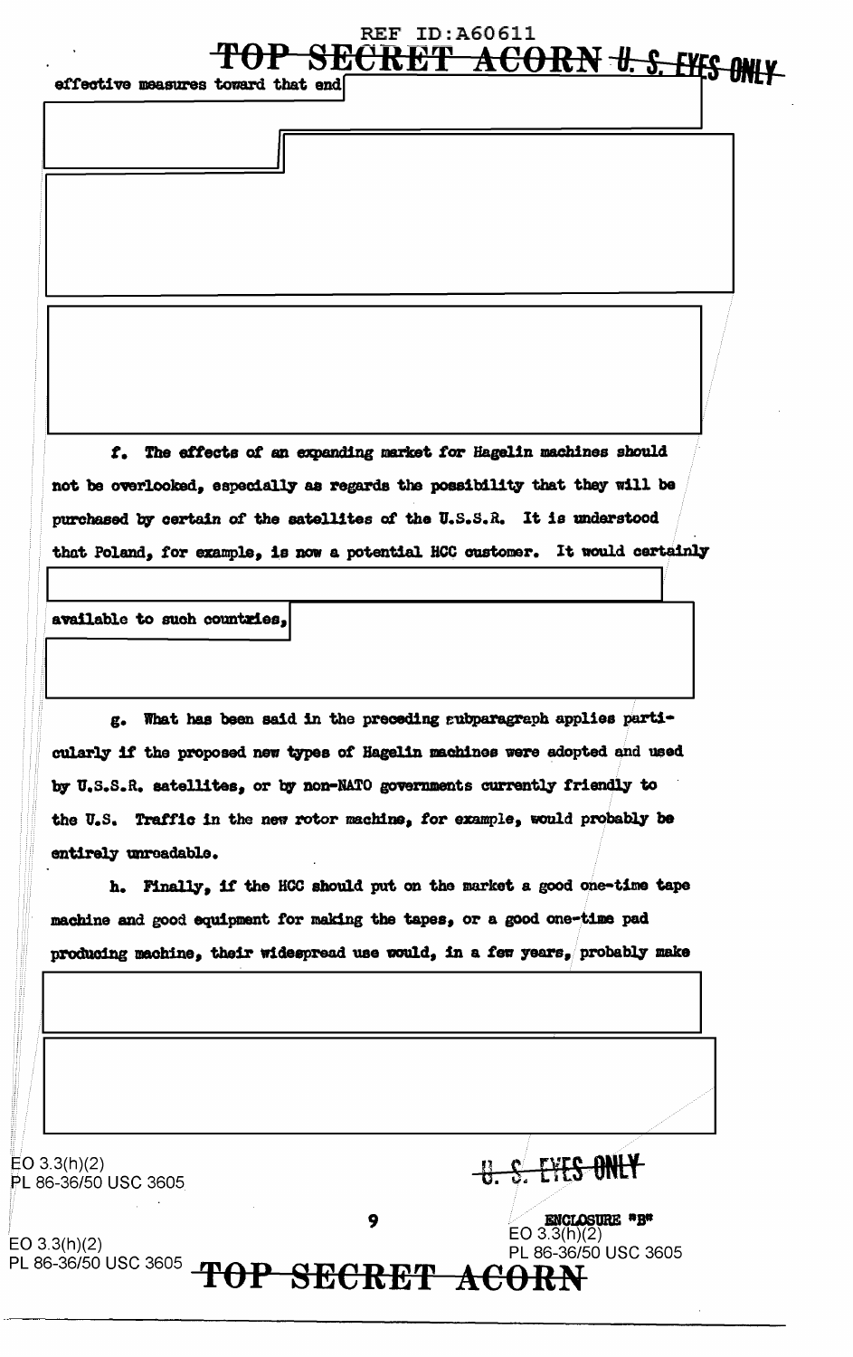effective measures toward that end

f. The effects of an expanding market for Hagelin machines should not be overlooked, especially as regards the possibility that they will be purchased by certain of the satellites of the U.S.S.R. It is understood that Poland, for example, is now a potential HCC customer. It would certainly

available to such countries,

g. What has been said in the preceding subparagraph applies particularly if the proposed new types of Hagelin machines were adopted and used by U.S.S.R. satellites, or by non-NATO governments currently friendly to the U.S. Traffic in the new rotor machine, for example, would probably be entirely unreadable.

h. Finally, if the HCC should put on the market a good one-time tape machine and good equipment for making the tapes, or a good one-time pad producing machine, their widespread use would, in a few years, probably make

EO 3.3(h)(2)
PL 86-36/50 USC 3605

U. S. EYES ONLY

ENCLOSURE "B"

EO 3.3(h)(2)
PL 86-36/50 USC 3605

EO 3.3(h)(2)
PL 86-36/50 USC 3605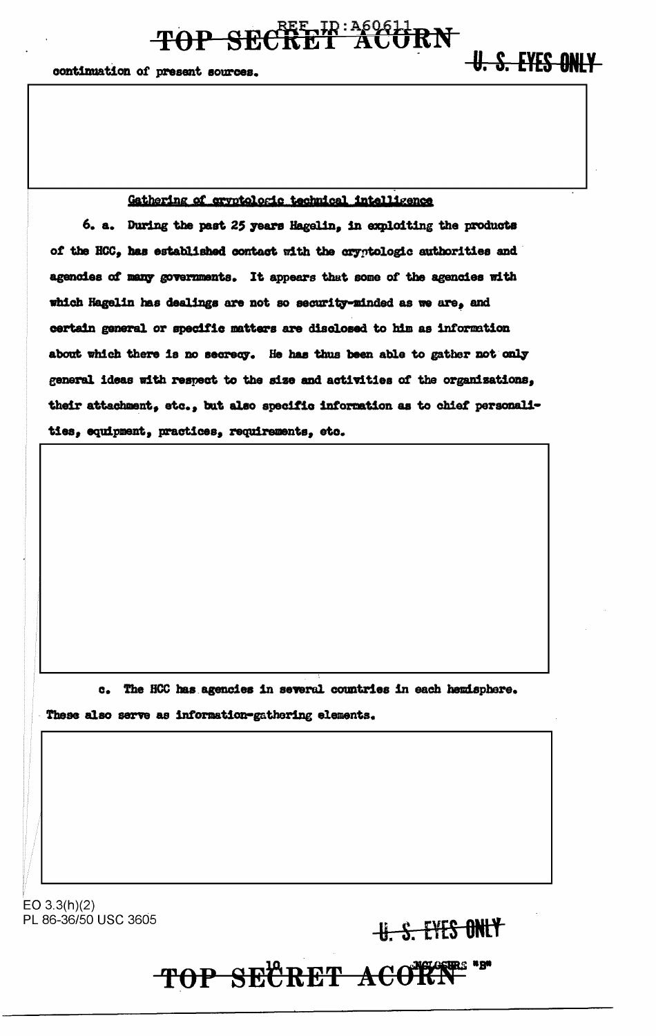continuation of present sources.

## Gathering of cryptologic technical intelligence

6. a. During the past 25 years Hagelin, in exploiting the products of the HCC, has established contact with the cryptologic authorities and agencies of many governments. It appears that some of the agencies with which Hagelin has dealings are not so security-minded as we are, and certain general or specific matters are disclosed to him as information about which there is no secrecy. He has thus been able to gather not only general ideas with respect to the size and activities of the organizations, their attachment, etc., but also specific information as to chief personalities, equipment, practices, requirements, etc.

c. The HCC has agencies in several countries in each hemisphere. These also serve as information-gathering elements.

EO 3.3(h)(2)
PL 86-36/50 USC 3605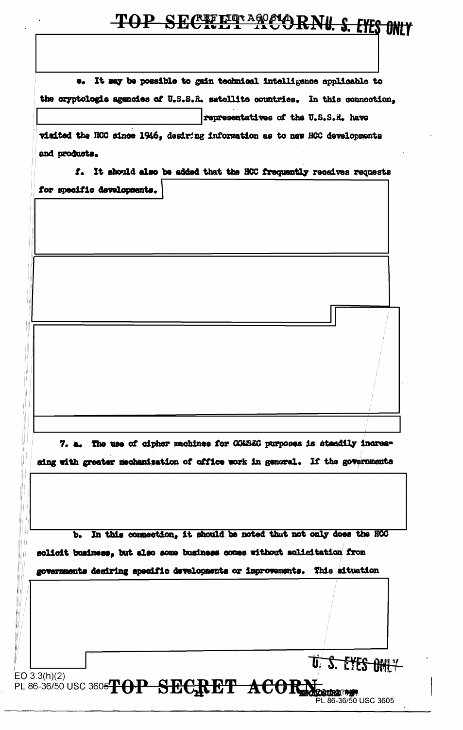e. It may be possible to gain technical intelligence applicable to the cryptologic agencies of U.S.S.R. satellite countries. In this connection, representatives of the U.S.S.R. have visited the HCC since 1946, desiring information as to new HCC developments and products.

f. It should also be added that the HCC frequently receives requests for specific developments.

7. a. The use of cipher machines for COMSEC purposes is steadily increasing with greater mechanization of office work in general. If the governments

b. In this connection, it should be noted that not only does the HCC solicit business, but also some business comes without solicitation from governments desiring specific developments or improvements. This situation

EO 3.3(h)(2)
PL 86-36/50 USC 3605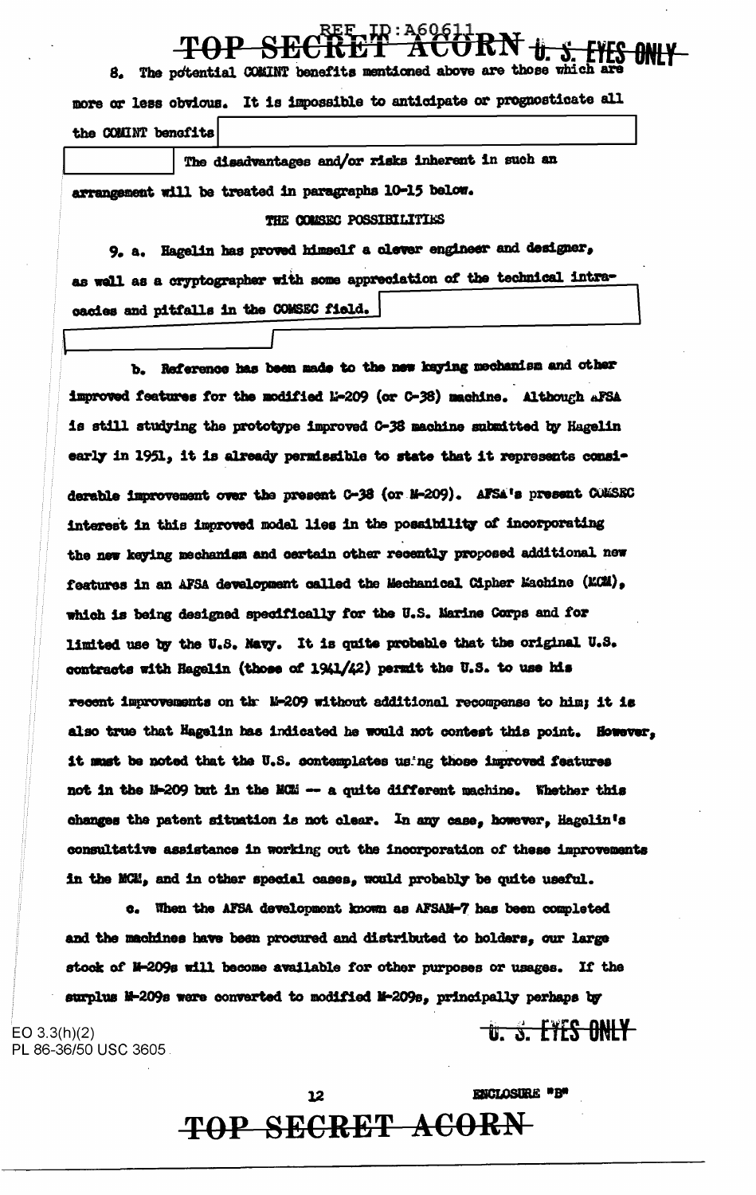8. The potential COMINT benefits mentioned above are those which are more or less obvious. It is impossible to anticipate or prognosticate all the COMINT benefits

The disadvantages and/or risks inherent in such an arrangement will be treated in paragraphs 10-15 below.

THE COMSEC POSSIBILITIES

9. a. Hagelin has proved himself a clever engineer and designer, as well as a cryptographer with some appreciation of the technical intracacies and pitfalls in the COMSEC field.

b. Reference has been made to the new keying mechanism and other improved features for the modified M-209 (or C-38) machine. Although AFSA is still studying the prototype improved C-38 machine submitted by Hagelin early in 1951, it is already permissible to state that it represents considerable improvement over the present C-38 (or M-209). AFSA's present COMSEC interest in this improved model lies in the possibility of incorporating the new keying mechanism and certain other recently proposed additional new features in an AFSA development called the Mechanical Cipher Machine (MCM), which is being designed specifically for the U.S. Marine Corps and for limited use by the U.S. Navy. It is quite probable that the original U.S. contracts with Hagelin (those of 1941/42) permit the U.S. to use his recent improvements on the M-209 without additional recompense to him; it is also true that Hagelin has indicated he would not contest this point. However, it must be noted that the U.S. contemplates using those improved features not in the M-209 but in the MCM -- a quite different machine. Whether this changes the patent situation is not clear. In any case, however, Hagelin's consultative assistance in working out the incorporation of these improvements in the MCM, and in other special cases, would probably be quite useful.

c. When the AFSA development known as AFSAM-7 has been completed and the machines have been procured and distributed to holders, our large stock of M-209s will become available for other purposes or usages. If the surplus M-209s were converted to modified M-209s, principally perhaps by

EO 3.3(h)(2)
PL 86-36/50 USC 3605

ENCLOSURE "B"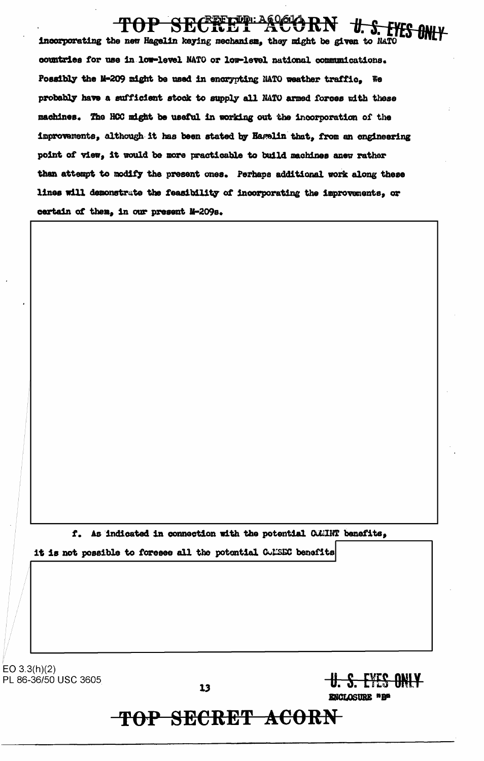incorporating the new Hagelin keying mechanism, they might be given to NATO countries for use in low-level NATO or low-level national communications. Possibly the M-209 might be used in encrypting NATO weather traffic. We probably have a sufficient stock to supply all NATO armed forces with these machines. The HCC might be useful in working out the incorporation of the improvements, although it has been stated by Hagelin that, from an engineering point of view, it would be more practicable to build machines anew rather than attempt to modify the present ones. Perhaps additional work along these lines will demonstrate the feasibility of incorporating the improvements, or certain of them, in our present M-209s.

f. As indicated in connection with the potential COMINT benefits, it is not possible to foresee all the potential COMSEC benefits

EO 3.3(h)(2)
PL 86-36/50 USC 3605

ENCLOSURE "B"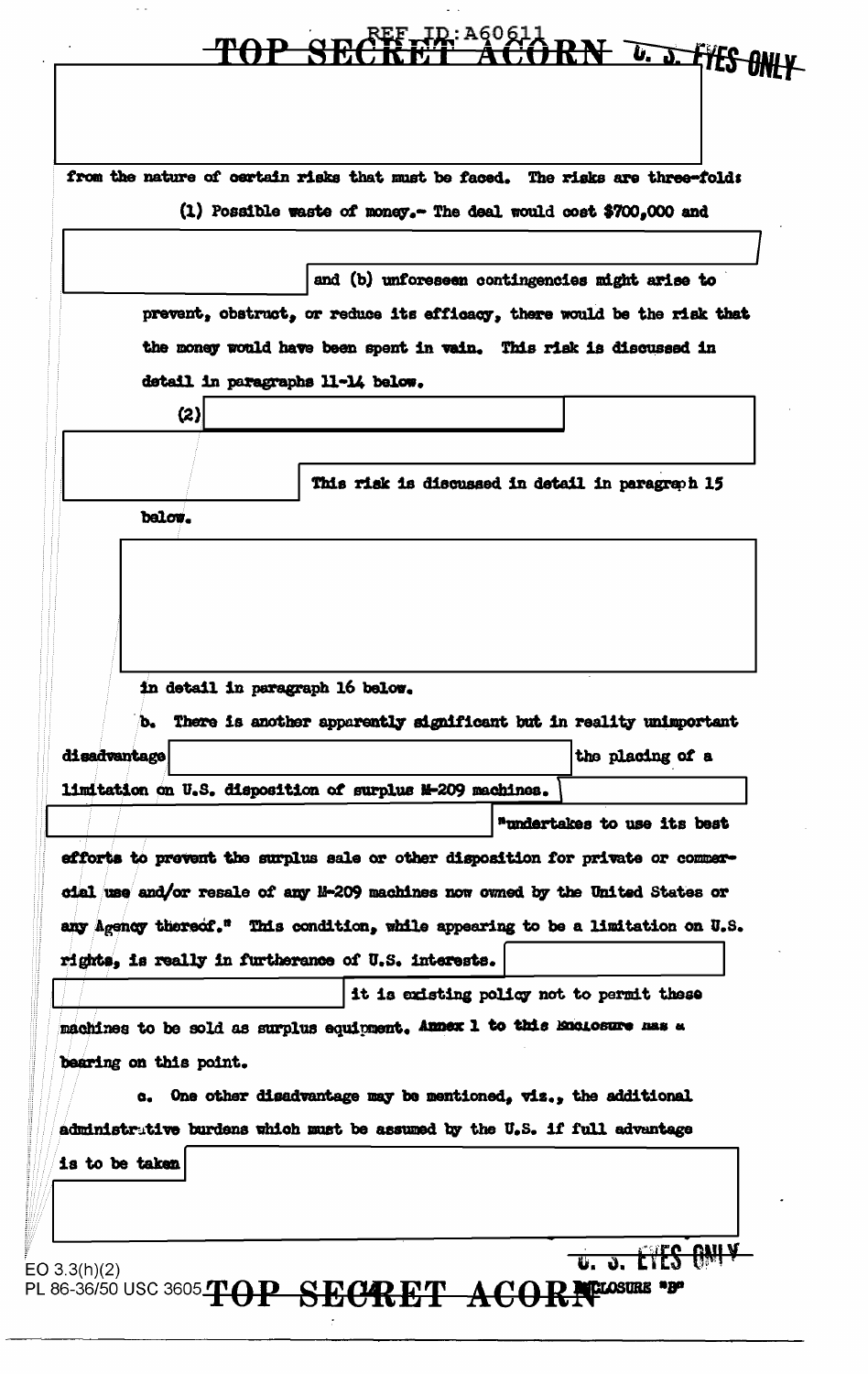from the nature of certain risks that must be faced. The risks are three-fold:

(1) Possible waste of money.- The deal would cost $700,000 and

and (b) unforeseen contingencies might arise to prevent, obstruct, or reduce its efficacy, there would be the risk that the money would have been spent in vain. This risk is discussed in detail in paragraphs 11-14 below.

(2)

This risk is discussed in detail in paragraph 15 below.

in detail in paragraph 16 below.

b. There is another apparently significant but in reality unimportant disadvantage the placing of a limitation on U.S. disposition of surplus M-209 machines. "undertakes to use its best efforts to prevent the surplus sale or other disposition for private or commercial use and/or resale of any M-209 machines now owned by the United States or any Agency thereof." This condition, while appearing to be a limitation on U.S. rights, is really in furtherance of U.S. interests. it is existing policy not to permit these machines to be sold as surplus equipment. Annex 1 to this Enclosure has a bearing on this point.

c. One other disadvantage may be mentioned, viz., the additional administrative burdens which must be assumed by the U.S. if full advantage is to be taken

ENCLOSURE "B"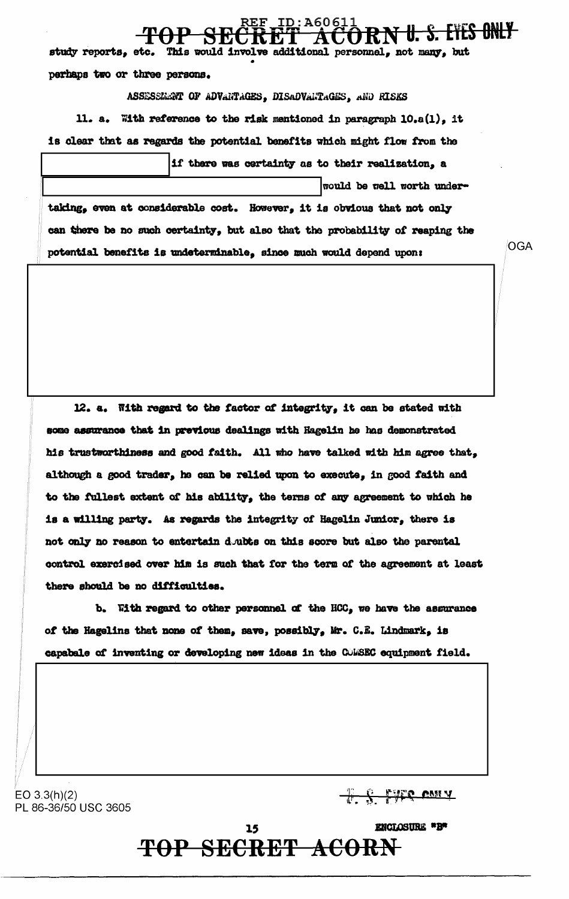study reports, etc. This would involve additional personnel, not many, but perhaps two or three persons.

ASSESSMENT OF ADVANTAGES, DISADVANTAGES, AND RISKS

11. a. With reference to the risk mentioned in paragraph 10.a(1), it is clear that as regards the potential benefits which might flow from the [redacted] if there was certainty as to their realization, a [redacted] would be well worth undertaking, even at considerable cost. However, it is obvious that not only can there be no such certainty, but also that the probability of reaping the potential benefits is undeterminable, since much would depend upon:

[redacted]

12. a. With regard to the factor of integrity, it can be stated with some assurance that in previous dealings with Hagelin he has demonstrated his trustworthiness and good faith. All who have talked with him agree that, although a good trader, he can be relied upon to execute, in good faith and to the fullest extent of his ability, the terms of any agreement to which he is a willing party. As regards the integrity of Hagelin Junior, there is not only no reason to entertain doubts on this score but also the parental control exercised over him is such that for the term of the agreement at least there should be no difficulties.

b. With regard to other personnel of the HCC, we have the assurance of the Hagelins that none of them, save, possibly, Mr. C.E. Lindmark, is capabale of inventing or developing new ideas in the COMSEC equipment field.

[redacted]

ENCLOSURE "B"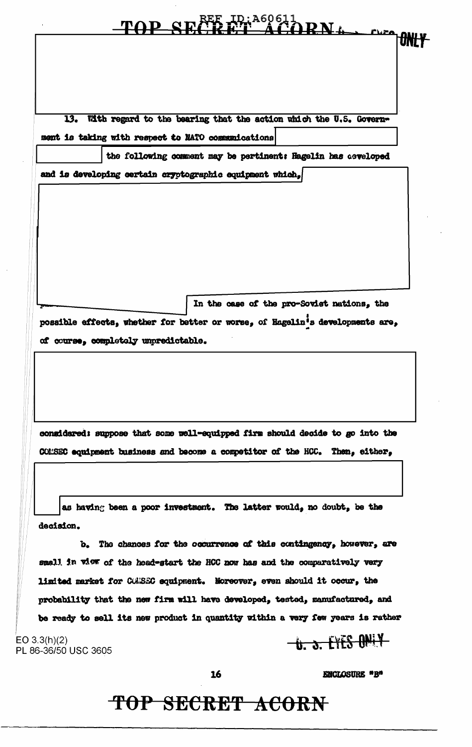13. With regard to the bearing that the action which the U.S. Government is taking with respect to NATO communications

the following comment may be pertinent: Hagelin has developed and is developing certain cryptographic equipment which,

In the case of the pro-Soviet nations, the possible effects, whether for better or worse, of Hagelin's developments are, of course, completely unpredictable.

considered: suppose that some well-equipped firm should decide to go into the COMSEC equipment business and become a competitor of the HCC. Then, either,

as having been a poor investment. The latter would, no doubt, be the decision.

b. The chances for the occurrence of this contingency, however, are small in view of the head-start the HCC now has and the comparatively very limited market for COMSEC equipment. Moreover, even should it occur, the probability that the new firm will have developed, tested, manufactured, and be ready to sell its new product in quantity within a very few years is rather

EO 3.3(h)(2)
PL 86-36/50 USC 3605

U. S. EYES ONLY

ENCLOSURE "B"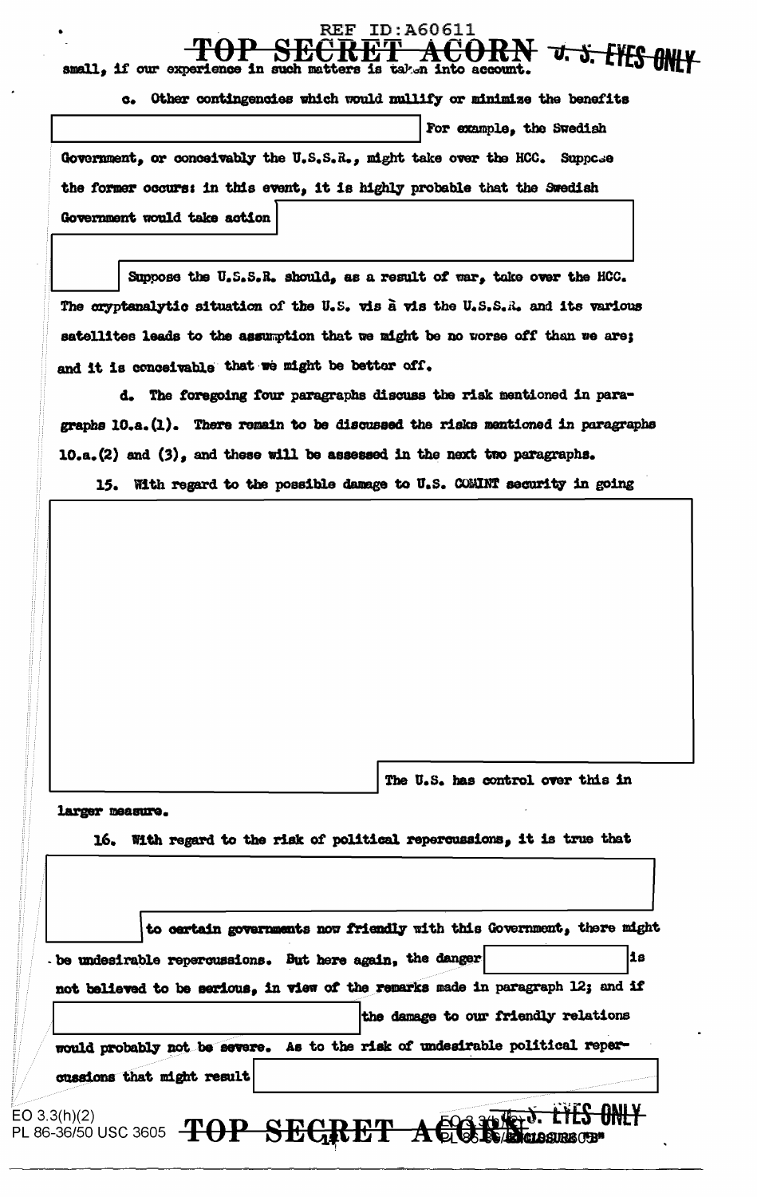small, if our experience in such matters is taken into account.

c. Other contingencies which would nullify or minimize the benefits [redacted] For example, the Swedish Government, or conceivably the U.S.S.R., might take over the HCC. Suppose the former occurs: in this event, it is highly probable that the Swedish Government would take action [redacted]

[redacted] Suppose the U.S.S.R. should, as a result of war, take over the HCC. The cryptanalytic situation of the U.S. vis à vis the U.S.S.R. and its various satellites leads to the assumption that we might be no worse off than we are; and it is conceivable that we might be better off.

d. The foregoing four paragraphs discuss the risk mentioned in paragraphs 10.a.(1). There remain to be discussed the risks mentioned in paragraphs 10.a.(2) and (3), and these will be assessed in the next two paragraphs.

15. With regard to the possible damage to U.S. COMINT security in going [redacted]

[redacted] The U.S. has control over this in larger measure.

16. With regard to the risk of political repercussions, it is true that [redacted]

[redacted] to certain governments now friendly with this Government, there might be undesirable repercussions. But here again, the danger [redacted] is not believed to be serious, in view of the remarks made in paragraph 12; and if [redacted] the damage to our friendly relations would probably not be severe. As to the risk of undesirable political repercussions that might result [redacted]

EO 3.3(h)(2)
PL 86-36/50 USC 3605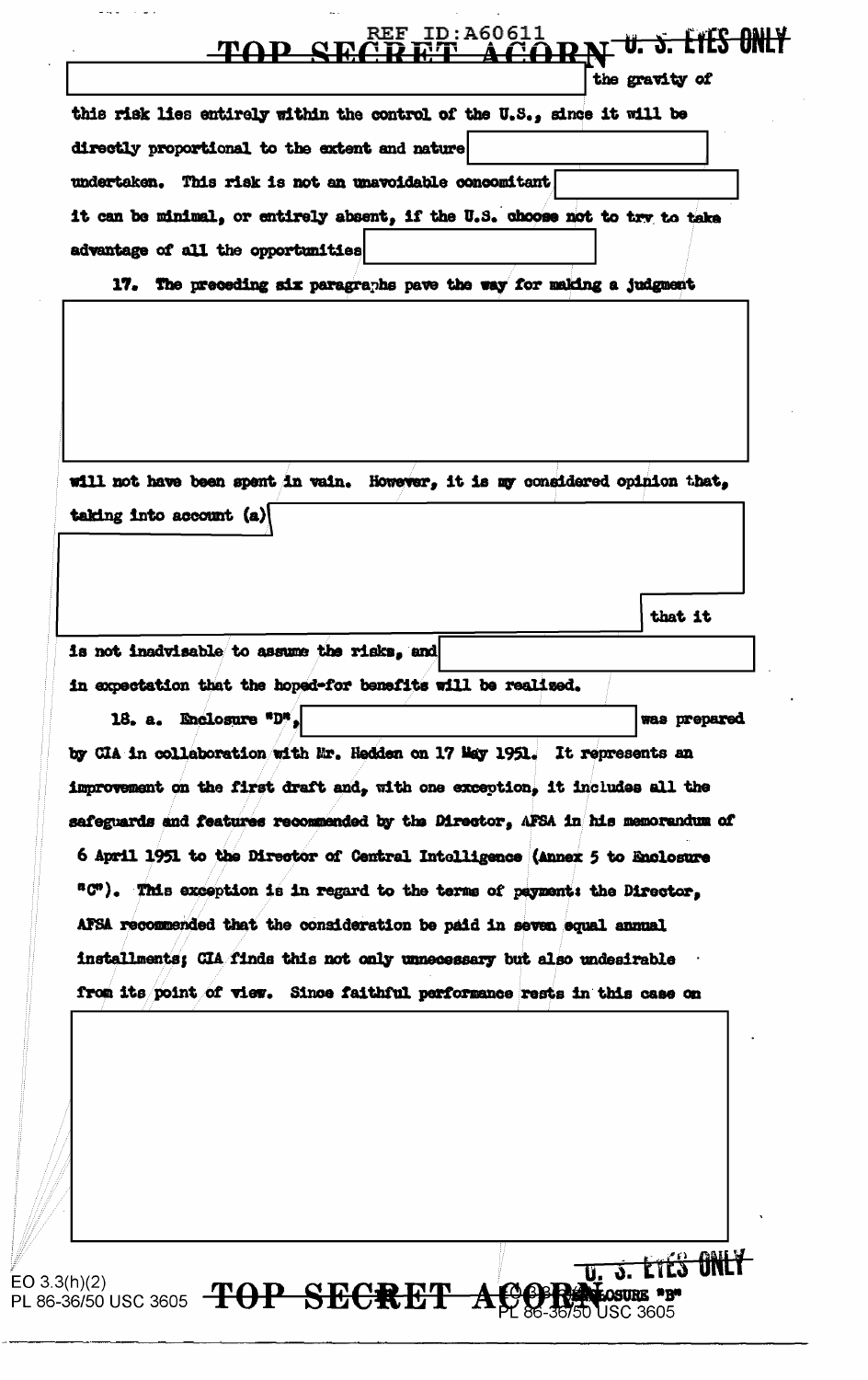the gravity of this risk lies entirely within the control of the U.S., since it will be directly proportional to the extent and nature undertaken. This risk is not an unavoidable concomitant it can be minimal, or entirely absent, if the U.S. choose not to try to take advantage of all the opportunities

17. The preceding six paragraphs pave the way for making a judgment

will not have been spent in vain. However, it is my considered opinion that, taking into account (a) that it is not inadvisable to assume the risks, and in expectation that the hoped-for benefits will be realized.

18. a. Enclosure "D", was prepared by CIA in collaboration with Mr. Hedden on 17 May 1951. It represents an improvement on the first draft and, with one exception, it includes all the safeguards and features recommended by the Director, AFSA in his memorandum of 6 April 1951 to the Director of Central Intelligence (Annex 5 to Enclosure "C"). This exception is in regard to the terms of payment: the Director, AFSA recommended that the consideration be paid in seven equal annual installments; CIA finds this not only unnecessary but also undesirable from its point of view. Since faithful performance rests in this case on

EO 3.3(h)(2)
PL 86-36/50 USC 3605

ENCLOSURE "B"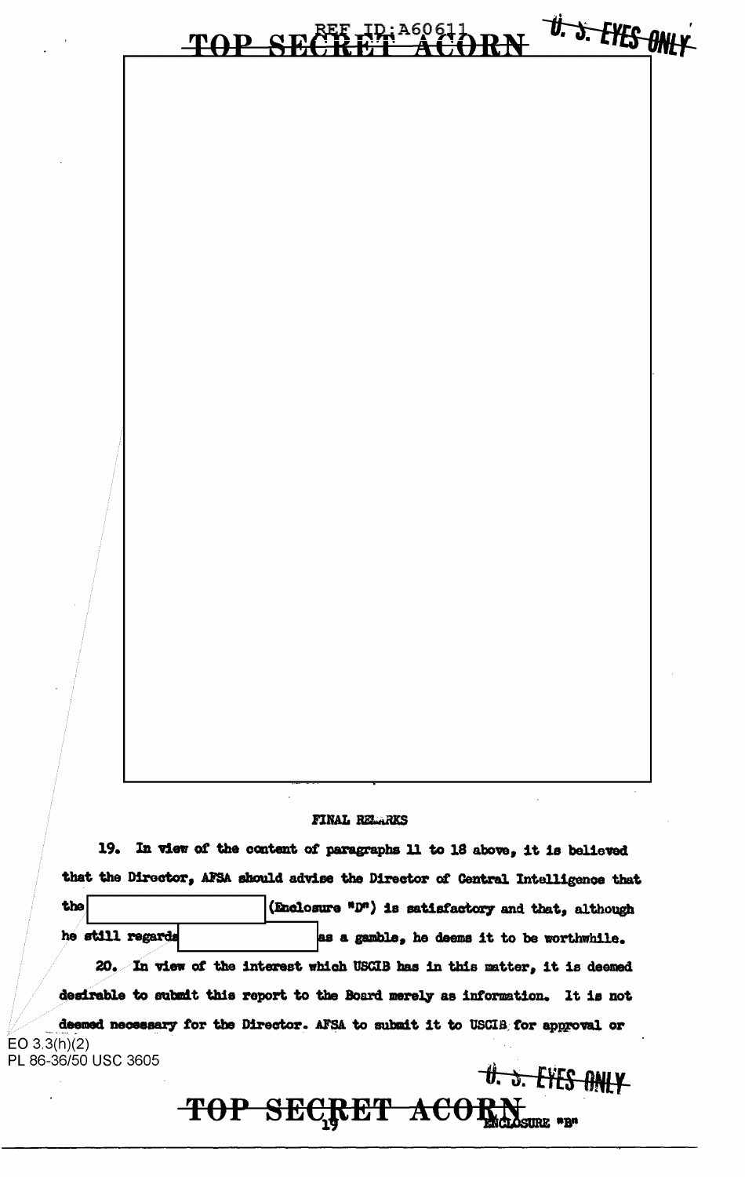## FINAL REMARKS

19. In view of the content of paragraphs 11 to 18 above, it is believed that the Director, AFSA should advise the Director of Central Intelligence that the [redacted] (Enclosure "D") is satisfactory and that, although he still regards [redacted] as a gamble, he deems it to be worthwhile.

20. In view of the interest which USCIB has in this matter, it is deemed desirable to submit this report to the Board merely as information. It is not deemed necessary for the Director. AFSA to submit it to USCIB for approval or

EO 3.3(h)(2)
PL 86-36/50 USC 3605

ENCLOSURE "B"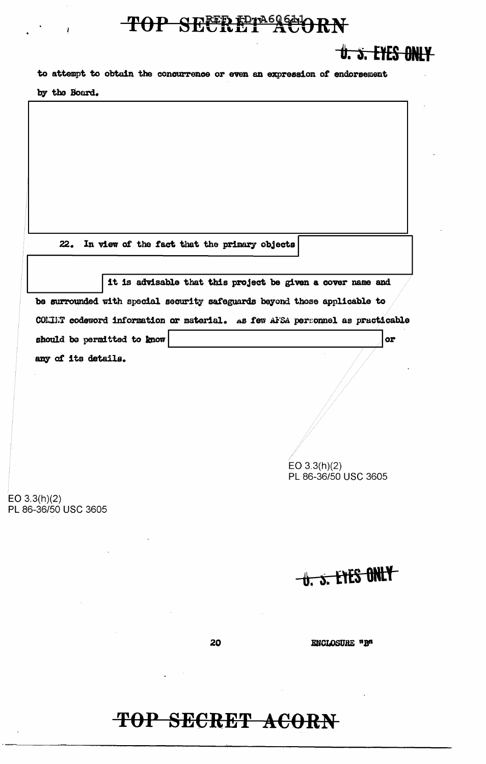to attempt to obtain the concurrence or even an expression of endorsement by the Board.

22. In view of the fact that the primary objects [redacted] it is advisable that this project be given a cover name and be surrounded with special security safeguards beyond those applicable to COMINT codeword information or material. As few AFSA personnel as practicable should be permitted to know [redacted] or any of its details.

EO 3.3(h)(2)
PL 86-36/50 USC 3605

EO 3.3(h)(2)
PL 86-36/50 USC 3605

ENCLOSURE "B"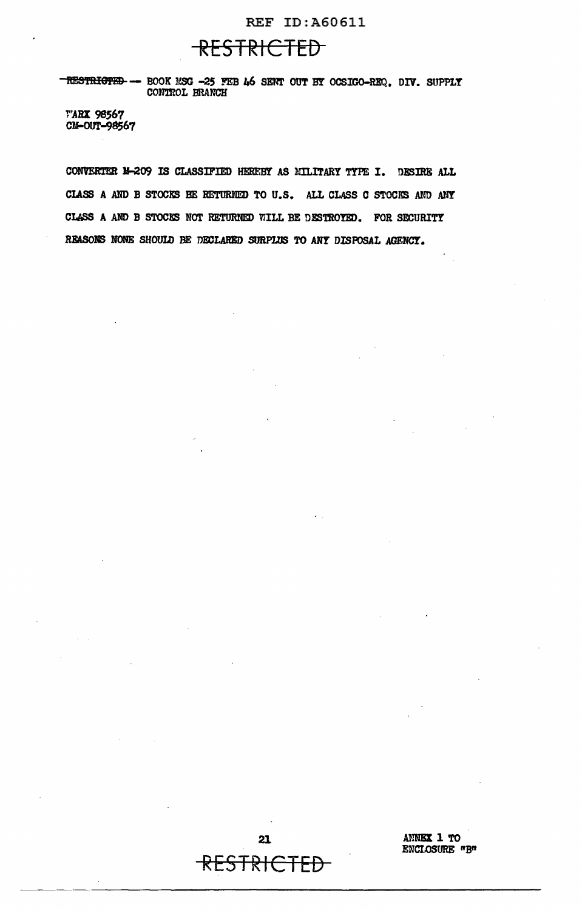~~RESTRICTED~~ — BOOK MSG -25 FEB 46 SENT OUT BY OCSIGO-REQ. DIV. SUPPLY CONTROL BRANCH

WARX 98567
CM-OUT-98567

CONVERTER M-209 IS CLASSIFIED HEREBY AS MILITARY TYPE I. DESIRE ALL CLASS A AND B STOCKS BE RETURNED TO U.S. ALL CLASS C STOCKS AND ANY CLASS A AND B STOCKS NOT RETURNED WILL BE DESTROYED. FOR SECURITY REASONS NONE SHOULD BE DECLARED SURPLUS TO ANY DISPOSAL AGENCY.

ANNEX 1 TO ENCLOSURE "B"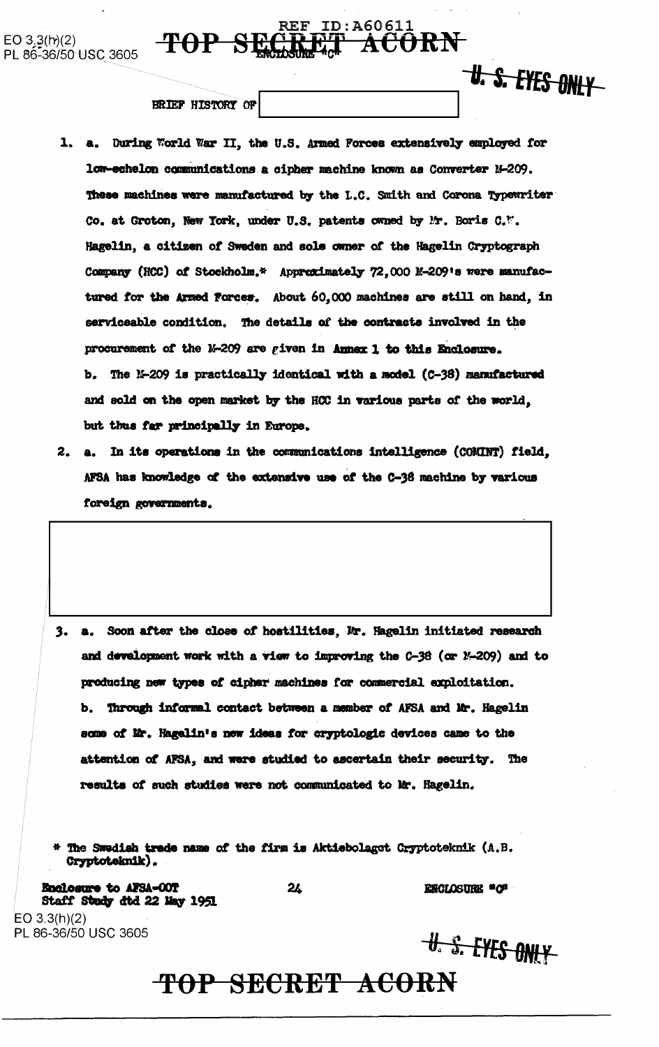EO 3.3(h)(2)
PL 86-36/50 USC 3605

REF ID:A60611

**TOP SECRET ACORN**

ENCLOSURE "C"

U. S. EYES ONLY

BRIEF HISTORY OF [redacted]

1. a. During World War II, the U.S. Armed Forces extensively employed for low-echelon communications a cipher machine known as Converter M-209. These machines were manufactured by the L.C. Smith and Corona Typewriter Co. at Groton, New York, under U.S. patents owned by Mr. Boris C.W. Hagelin, a citizen of Sweden and sole owner of the Hagelin Cryptograph Company (HCC) of Stockholm.* Approximately 72,000 M-209's were manufactured for the Armed Forces. About 60,000 machines are still on hand, in serviceable condition. The details of the contracts involved in the procurement of the M-209 are given in Annex 1 to this Enclosure.

b. The M-209 is practically identical with a model (C-38) manufactured and sold on the open market by the HCC in various parts of the world, but thus far principally in Europe.

2. a. In its operations in the communications intelligence (COMINT) field, AFSA has knowledge of the extensive use of the C-38 machine by various foreign governments.

[redacted]

3. a. Soon after the close of hostilities, Mr. Hagelin initiated research and development work with a view to improving the C-38 (or M-209) and to producing new types of cipher machines for commercial exploitation.

b. Through informal contact between a member of AFSA and Mr. Hagelin some of Mr. Hagelin's new ideas for cryptologic devices came to the attention of AFSA, and were studied to ascertain their security. The results of such studies were not communicated to Mr. Hagelin.

\* The Swedish trade name of the firm is Aktiebolaget Cryptoteknik (A.B. Cryptoteknik).

Enclosure to AFSA-00T
Staff Study dtd 22 May 1951

ENCLOSURE "C"

EO 3.3(h)(2)
PL 86-36/50 USC 3605

U. S. EYES ONLY

**TOP SECRET ACORN**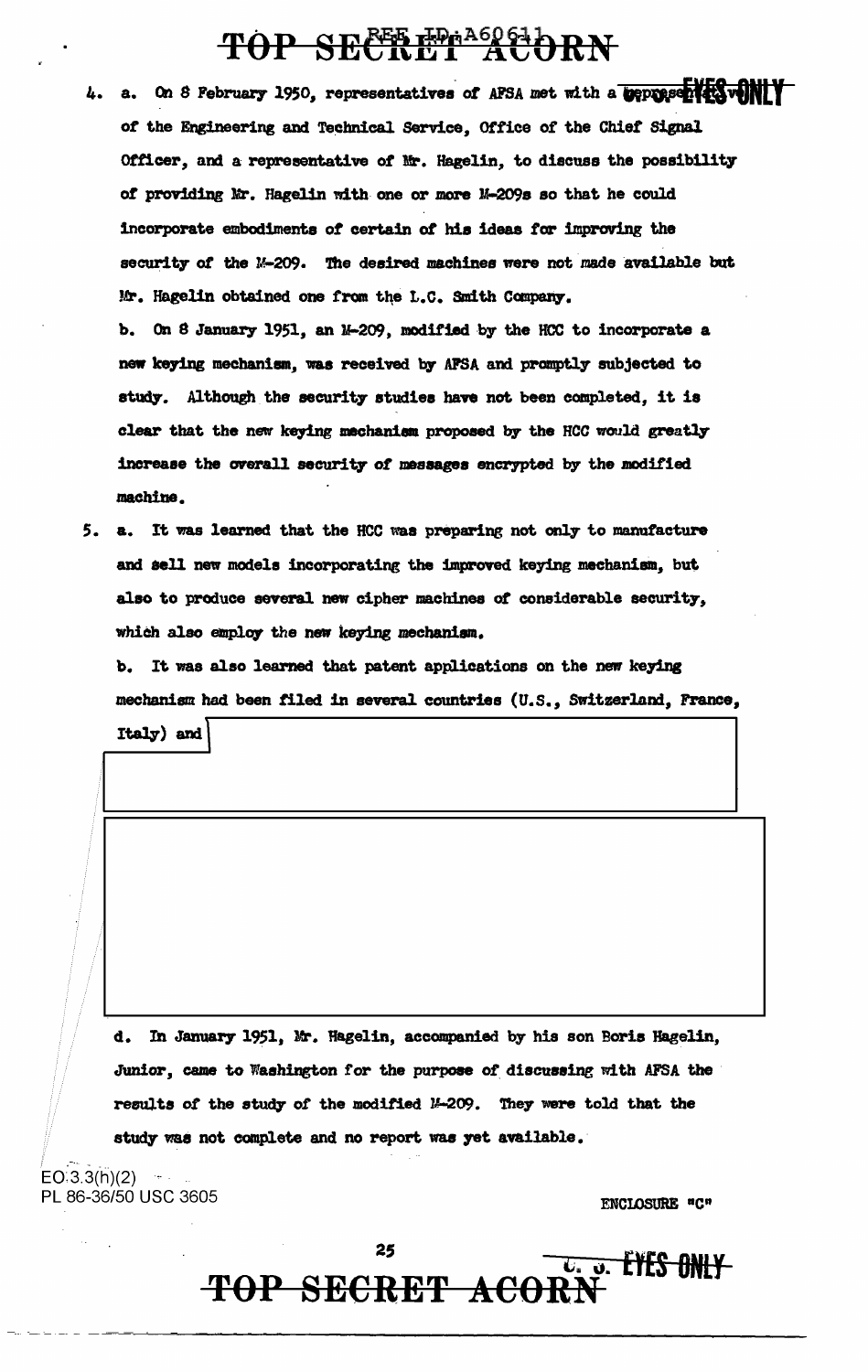4. a. On 8 February 1950, representatives of AFSA met with a representative of the Engineering and Technical Service, Office of the Chief Signal Officer, and a representative of Mr. Hagelin, to discuss the possibility of providing Mr. Hagelin with one or more M-209s so that he could incorporate embodiments of certain of his ideas for improving the security of the M-209. The desired machines were not made available but Mr. Hagelin obtained one from the L.C. Smith Company.

b. On 8 January 1951, an M-209, modified by the HCC to incorporate a new keying mechanism, was received by AFSA and promptly subjected to study. Although the security studies have not been completed, it is clear that the new keying mechanism proposed by the HCC would greatly increase the overall security of messages encrypted by the modified machine.

5. a. It was learned that the HCC was preparing not only to manufacture and sell new models incorporating the improved keying mechanism, but also to produce several new cipher machines of considerable security, which also employ the new keying mechanism.

b. It was also learned that patent applications on the new keying mechanism had been filed in several countries (U.S., Switzerland, France, Italy) and

d. In January 1951, Mr. Hagelin, accompanied by his son Boris Hagelin, Junior, came to Washington for the purpose of discussing with AFSA the results of the study of the modified M-209. They were told that the study was not complete and no report was yet available.

EO 3.3(h)(2)
PL 86-36/50 USC 3605

ENCLOSURE "C"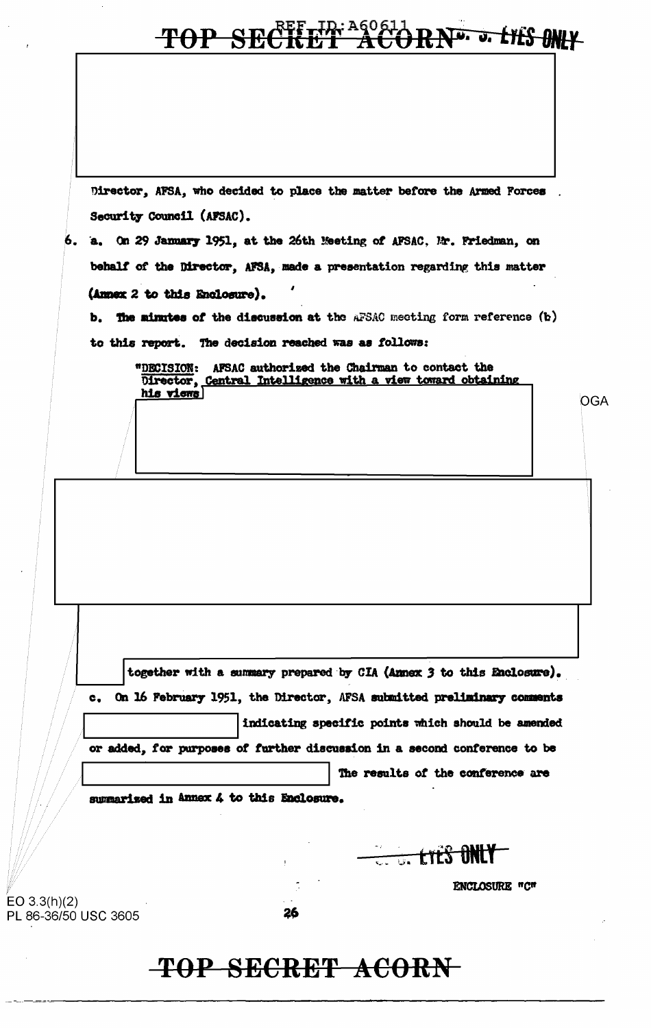Director, AFSA, who decided to place the matter before the Armed Forces Security Council (AFSAC).

6. a. On 29 January 1951, at the 26th Meeting of AFSAC, Mr. Friedman, on behalf of the Director, AFSA, made a presentation regarding this matter (Annex 2 to this Enclosure).

b. The minutes of the discussion at the AFSAC meeting form reference (b) to this report. The decision reached was as follows:

> "DECISION: AFSAC authorized the Chairman to contact the Director, Central Intelligence with a view toward obtaining his views

OGA

together with a summary prepared by CIA (Annex 3 to this Enclosure).

c. On 16 February 1951, the Director, AFSA submitted preliminary comments indicating specific points which should be amended or added, for purposes of further discussion in a second conference to be The results of the conference are summarized in Annex 4 to this Enclosure.

ENCLOSURE "C"

EO 3.3(h)(2)
PL 86-36/50 USC 3605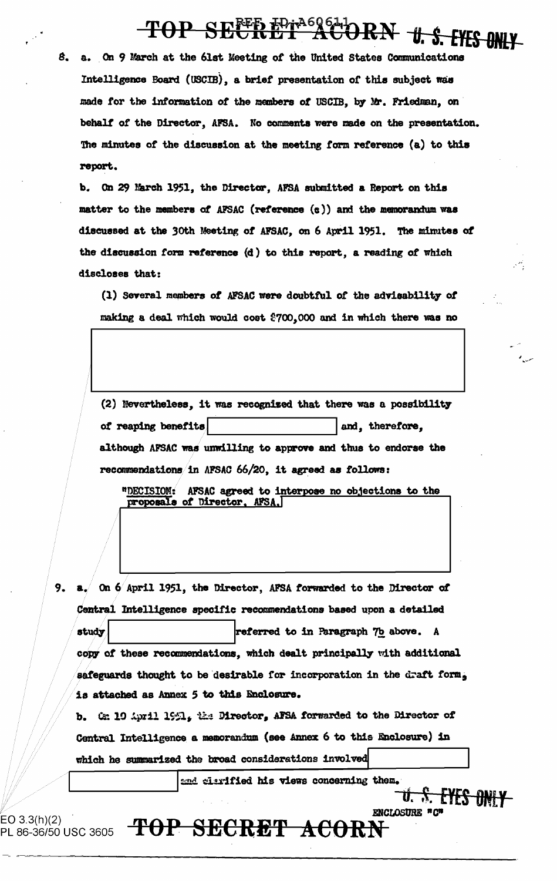8. a. On 9 March at the 61st Meeting of the United States Communications Intelligence Board (USCIB), a brief presentation of this subject was made for the information of the members of USCIB, by Mr. Friedman, on behalf of the Director, AFSA. No comments were made on the presentation. The minutes of the discussion at the meeting form reference (a) to this report.

b. On 29 March 1951, the Director, AFSA submitted a Report on this matter to the members of AFSAC (reference (c)) and the memorandum was discussed at the 30th Meeting of AFSAC, on 6 April 1951. The minutes of the discussion form reference (d) to this report, a reading of which discloses that:

(1) Several members of AFSAC were doubtful of the advisability of making a deal which would cost $700,000 and in which there was no

(2) Nevertheless, it was recognized that there was a possibility of reaping benefits and, therefore, although AFSAC was unwilling to approve and thus to endorse the recommendations in AFSAC 66/20, it agreed as follows:

"DECISION: AFSAC agreed to interpose no objections to the proposals of Director, AFSA.

9. a. On 6 April 1951, the Director, AFSA forwarded to the Director of Central Intelligence specific recommendations based upon a detailed study referred to in Paragraph 7b above. A copy of these recommendations, which dealt principally with additional safeguards thought to be desirable for incorporation in the draft form, is attached as Annex 5 to this Enclosure.

b. On 10 April 1951, the Director, AFSA forwarded to the Director of Central Intelligence a memorandum (see Annex 6 to this Enclosure) in which he summarized the broad considerations involved and clarified his views concerning them.

ENCLOSURE "C"

EO 3.3(h)(2)
PL 86-36/50 USC 3605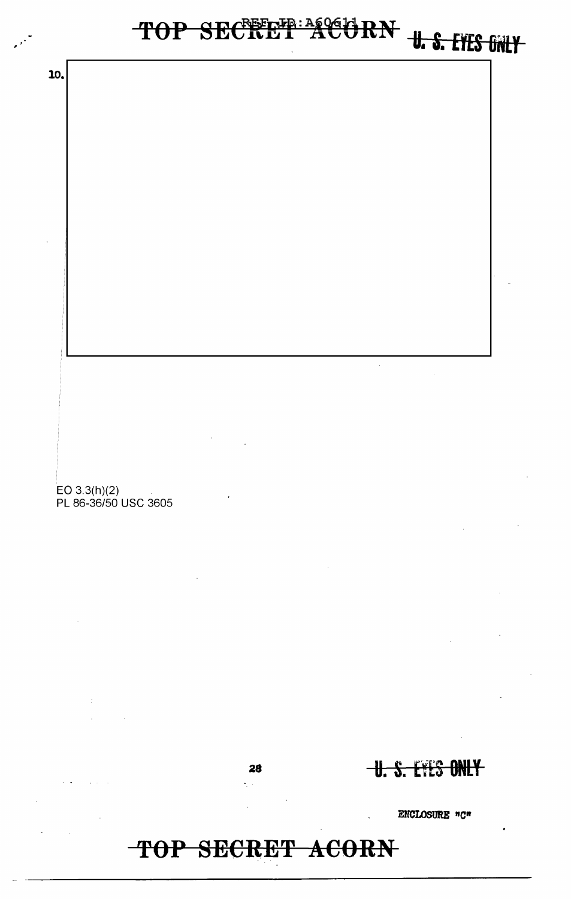10.

EO 3.3(h)(2)
PL 86-36/50 USC 3605

ENCLOSURE "C"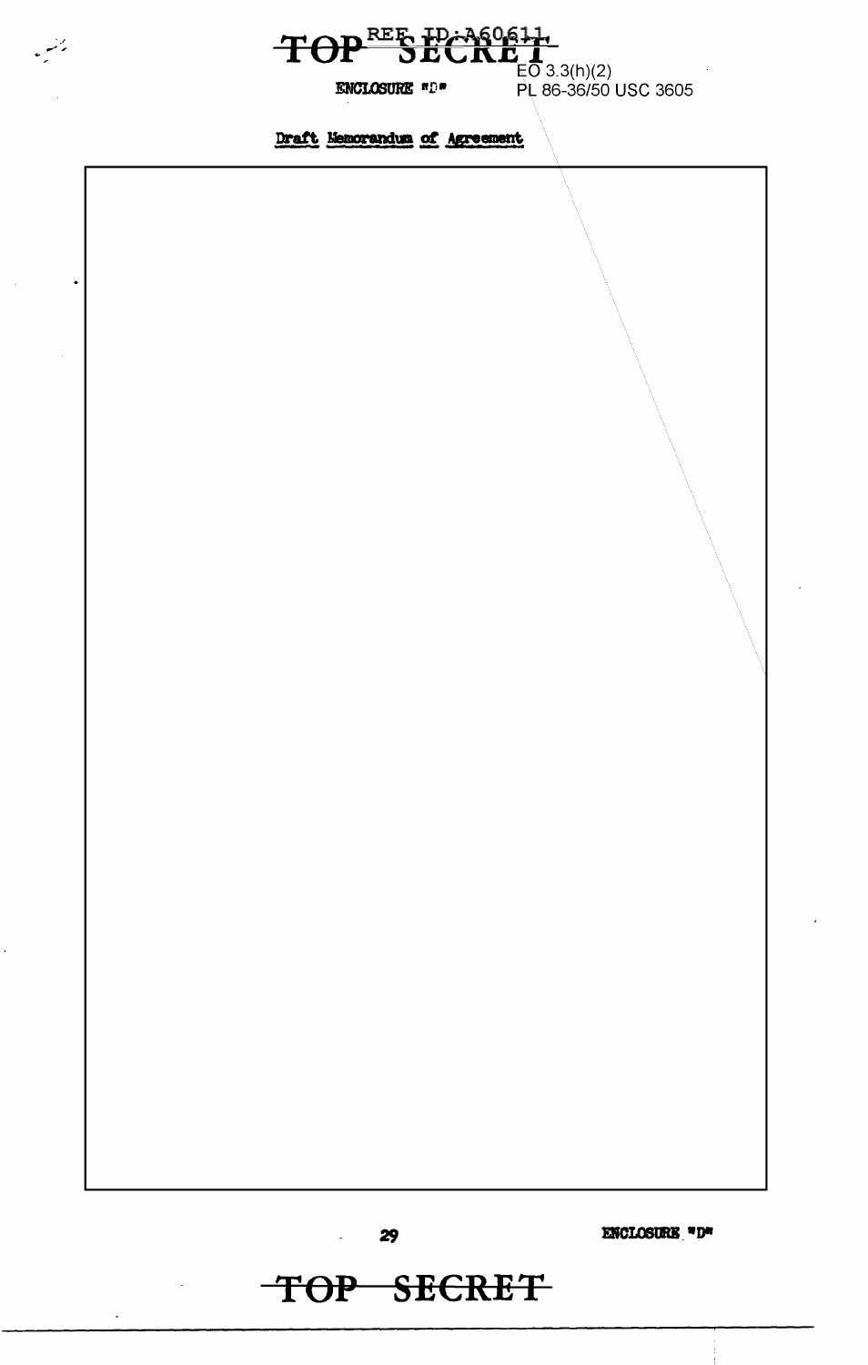TOP SECRET

REF ID:A60611

EO 3.3(h)(2)
PL 86-36/50 USC 3605

ENCLOSURE "D"

Draft Memorandum of Agreement

ENCLOSURE "D"

TOP SECRET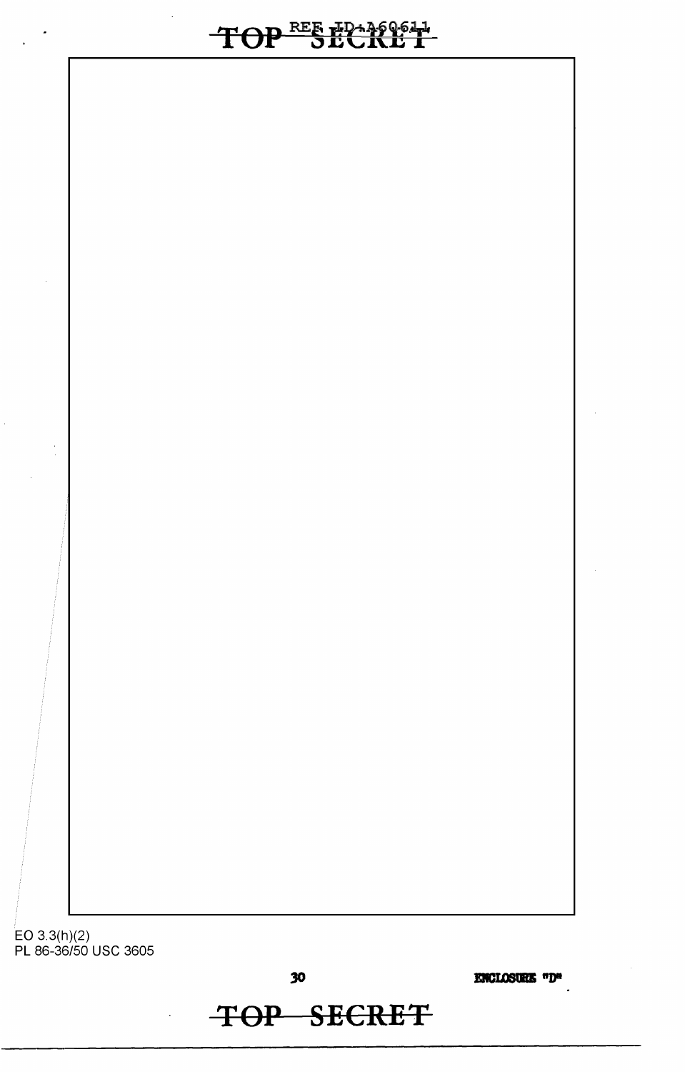EO 3.3(h)(2)
PL 86-36/50 USC 3605

ENCLOSURE "D"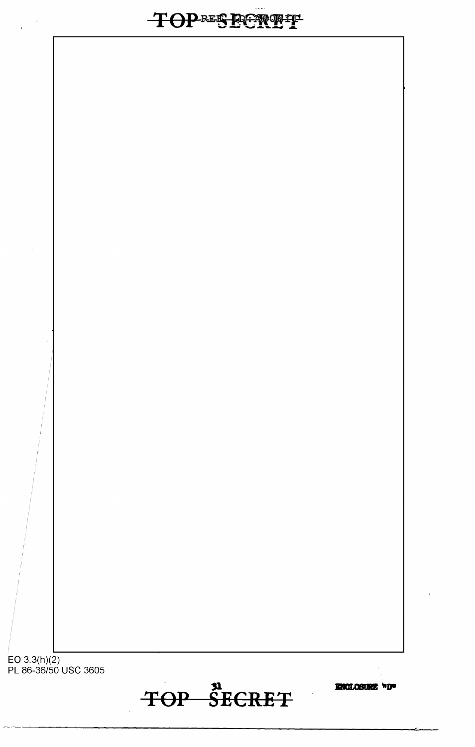EO 3.3(h)(2)
PL 86-36/50 USC 3605

ENCLOSURE "D"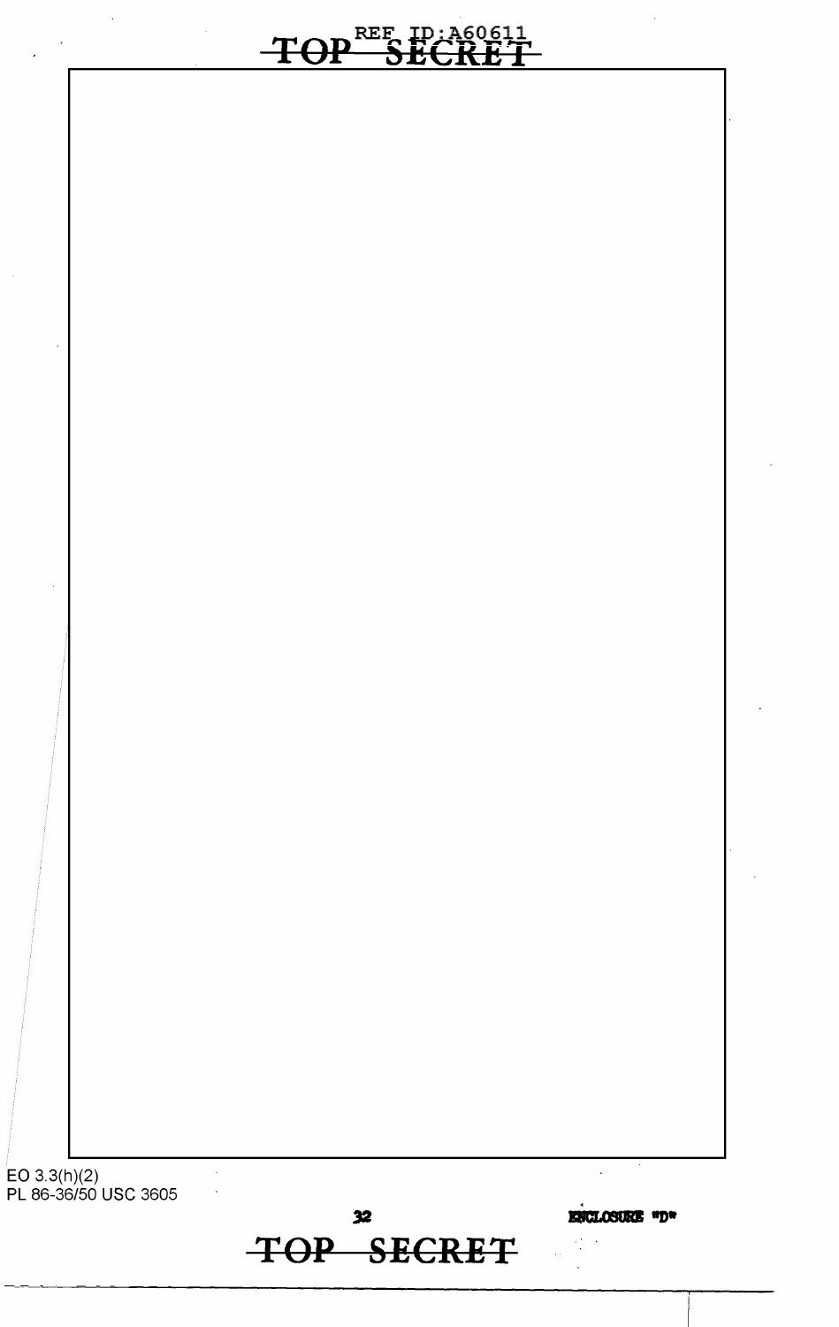EO 3.3(h)(2)
PL 86-36/50 USC 3605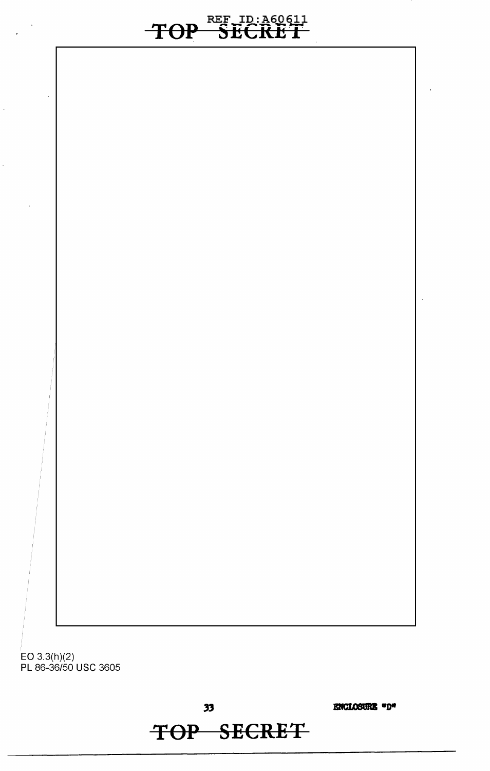EO 3.3(h)(2)
PL 86-36/50 USC 3605

ENCLOSURE "D"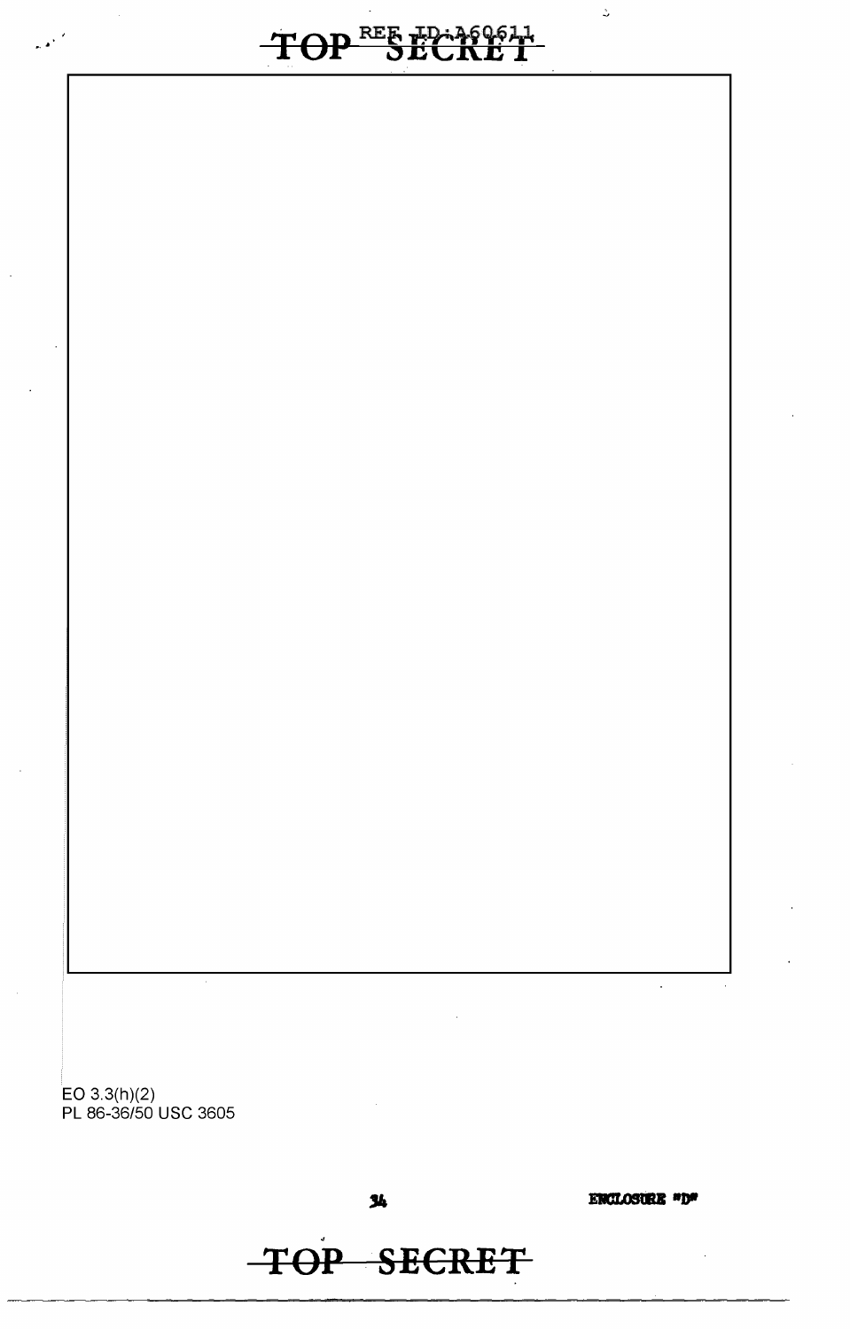EO 3.3(h)(2)
PL 86-36/50 USC 3605

ENCLOSURE "D"